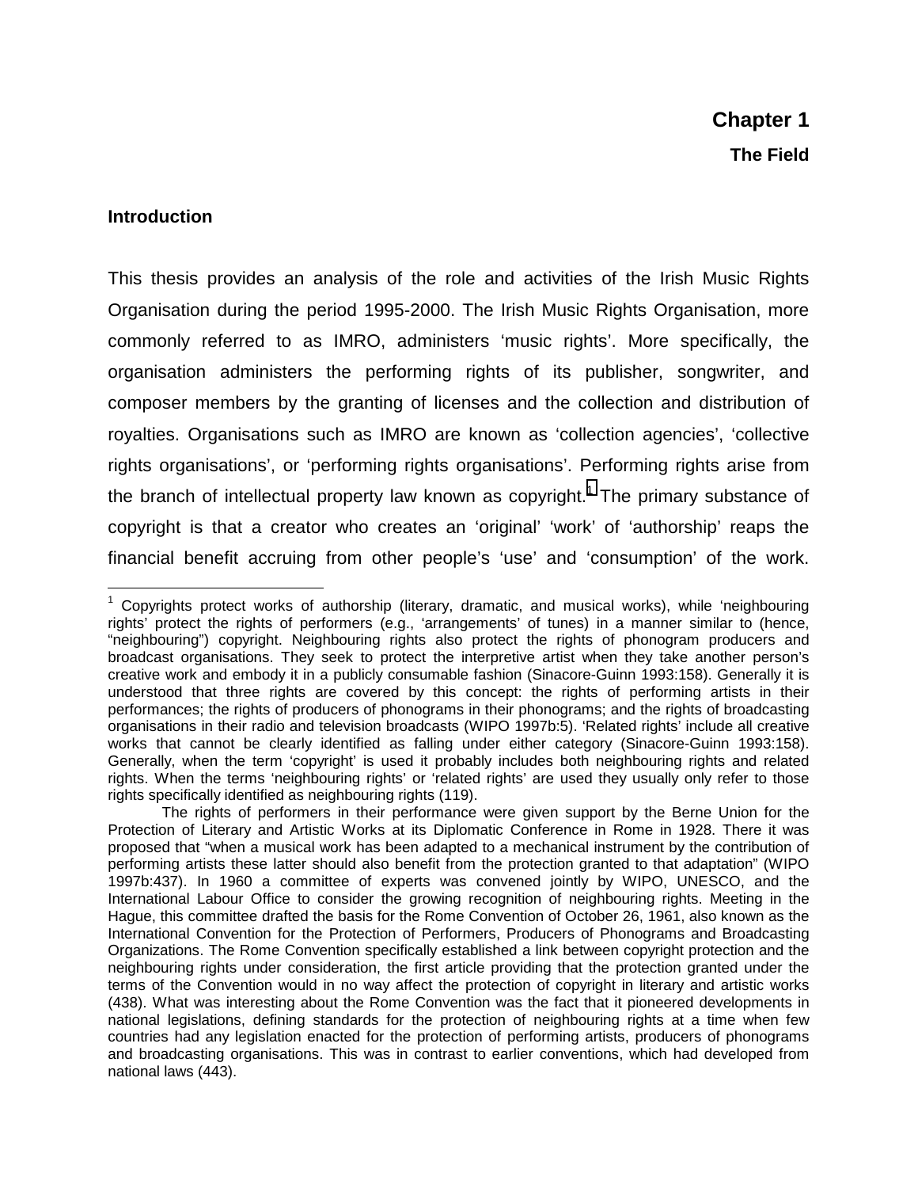# Chapter 1

## The Field

### Introduction

This thesis provides an analysis of the role and activities of the Irish Music Rights Organisation during the period 1995-2000. The Irish Music Rights Organisation, more commonly referred to as IMRO, administers 'music rights'. More specifically, the organisation administers the performing rights of its publisher, songwriter, and composer members by the granting of licenses and the collection and distribution of royalties. Organisations such as IMRO are known as 'collection agencies', 'collective rights organisations', or 'performing rights organisations'. Performing rights arise from the branch of intellectual property law known as copyright.[1] The primary substance of copyright is that a creator who creates an 'original' 'work' of 'authorship' reaps the financial benefit accruing from other people's 'use' and 'consumption' of the work.

---

[1] Copyrights protect works of authorship (literary, dramatic, and musical works), while 'neighbouring rights' protect the rights of performers (e.g., 'arrangements' of tunes) in a manner similar to (hence, "neighbouring") copyright. Neighbouring rights also protect the rights of phonogram producers and broadcast organisations. They seek to protect the interpretive artist when they take another person's creative work and embody it in a publicly consumable fashion (Sinacore-Guinn 1993:158). Generally it is understood that three rights are covered by this concept: the rights of performing artists in their performances; the rights of producers of phonograms in their phonograms; and the rights of broadcasting organisations in their radio and television broadcasts (WIPO 1997b:5). 'Related rights' include all creative works that cannot be clearly identified as falling under either category (Sinacore-Guinn 1993:158). Generally, when the term 'copyright' is used it probably includes both neighbouring rights and related rights. When the terms 'neighbouring rights' or 'related rights' are used they usually only refer to those rights specifically identified as neighbouring rights (119).

The rights of performers in their performance were given support by the Berne Union for the Protection of Literary and Artistic Works at its Diplomatic Conference in Rome in 1928. There it was proposed that "when a musical work has been adapted to a mechanical instrument by the contribution of performing artists these latter should also benefit from the protection granted to that adaptation" (WIPO 1997b:437). In 1960 a committee of experts was convened jointly by WIPO, UNESCO, and the International Labour Office to consider the growing recognition of neighbouring rights. Meeting in the Hague, this committee drafted the basis for the Rome Convention of October 26, 1961, also known as the International Convention for the Protection of Performers, Producers of Phonograms and Broadcasting Organizations. The Rome Convention specifically established a link between copyright protection and the neighbouring rights under consideration, the first article providing that the protection granted under the terms of the Convention would in no way affect the protection of copyright in literary and artistic works (438). What was interesting about the Rome Convention was the fact that it pioneered developments in national legislations, defining standards for the protection of neighbouring rights at a time when few countries had any legislation enacted for the protection of performing artists, producers of phonograms and broadcasting organisations. This was in contrast to earlier conventions, which had developed from national laws (443).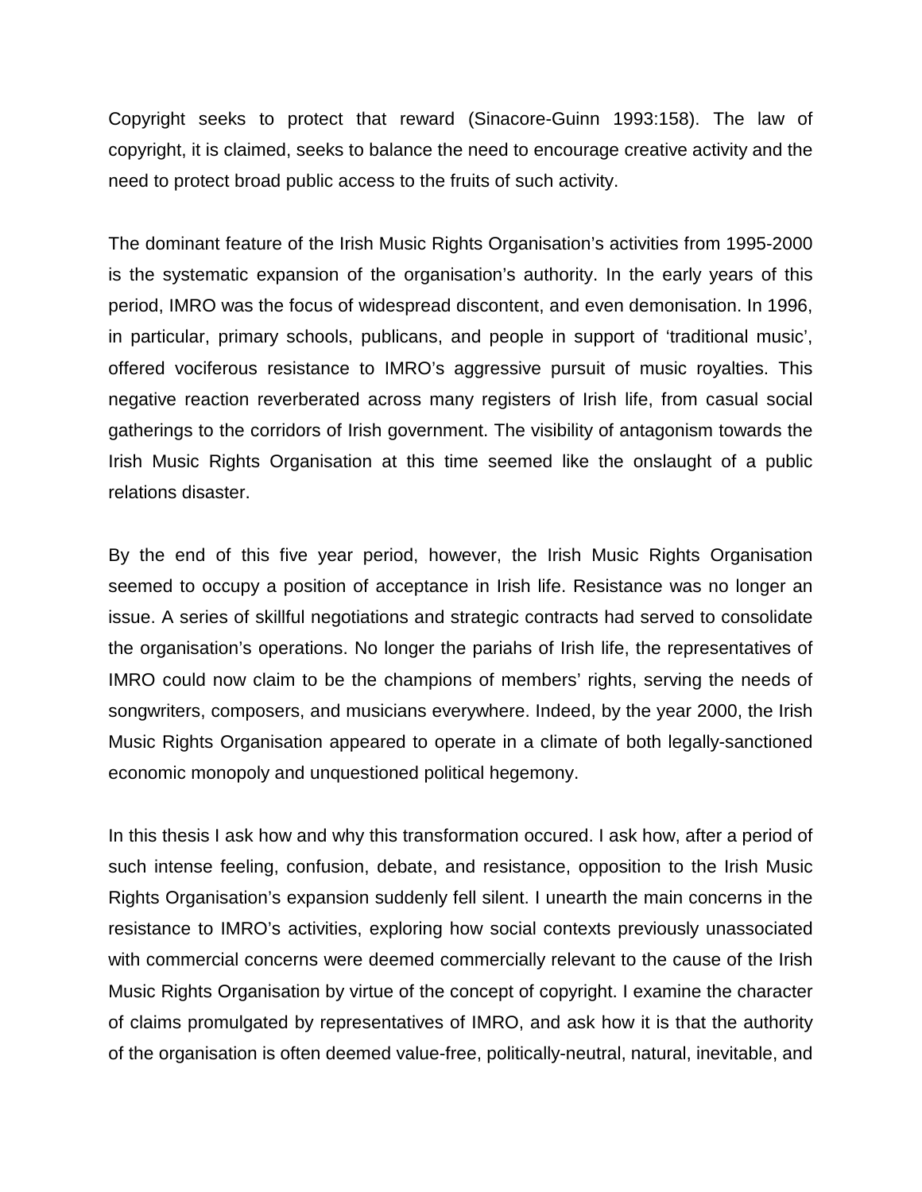Copyright seeks to protect that reward (Sinacore-Guinn 1993:158). The law of copyright, it is claimed, seeks to balance the need to encourage creative activity and the need to protect broad public access to the fruits of such activity.

The dominant feature of the Irish Music Rights Organisation's activities from 1995-2000 is the systematic expansion of the organisation's authority. In the early years of this period, IMRO was the focus of widespread discontent, and even demonisation. In 1996, in particular, primary schools, publicans, and people in support of 'traditional music', offered vociferous resistance to IMRO's aggressive pursuit of music royalties. This negative reaction reverberated across many registers of Irish life, from casual social gatherings to the corridors of Irish government. The visibility of antagonism towards the Irish Music Rights Organisation at this time seemed like the onslaught of a public relations disaster.

By the end of this five year period, however, the Irish Music Rights Organisation seemed to occupy a position of acceptance in Irish life. Resistance was no longer an issue. A series of skillful negotiations and strategic contracts had served to consolidate the organisation's operations. No longer the pariahs of Irish life, the representatives of IMRO could now claim to be the champions of members' rights, serving the needs of songwriters, composers, and musicians everywhere. Indeed, by the year 2000, the Irish Music Rights Organisation appeared to operate in a climate of both legally-sanctioned economic monopoly and unquestioned political hegemony.

In this thesis I ask how and why this transformation occured. I ask how, after a period of such intense feeling, confusion, debate, and resistance, opposition to the Irish Music Rights Organisation's expansion suddenly fell silent. I unearth the main concerns in the resistance to IMRO's activities, exploring how social contexts previously unassociated with commercial concerns were deemed commercially relevant to the cause of the Irish Music Rights Organisation by virtue of the concept of copyright. I examine the character of claims promulgated by representatives of IMRO, and ask how it is that the authority of the organisation is often deemed value-free, politically-neutral, natural, inevitable, and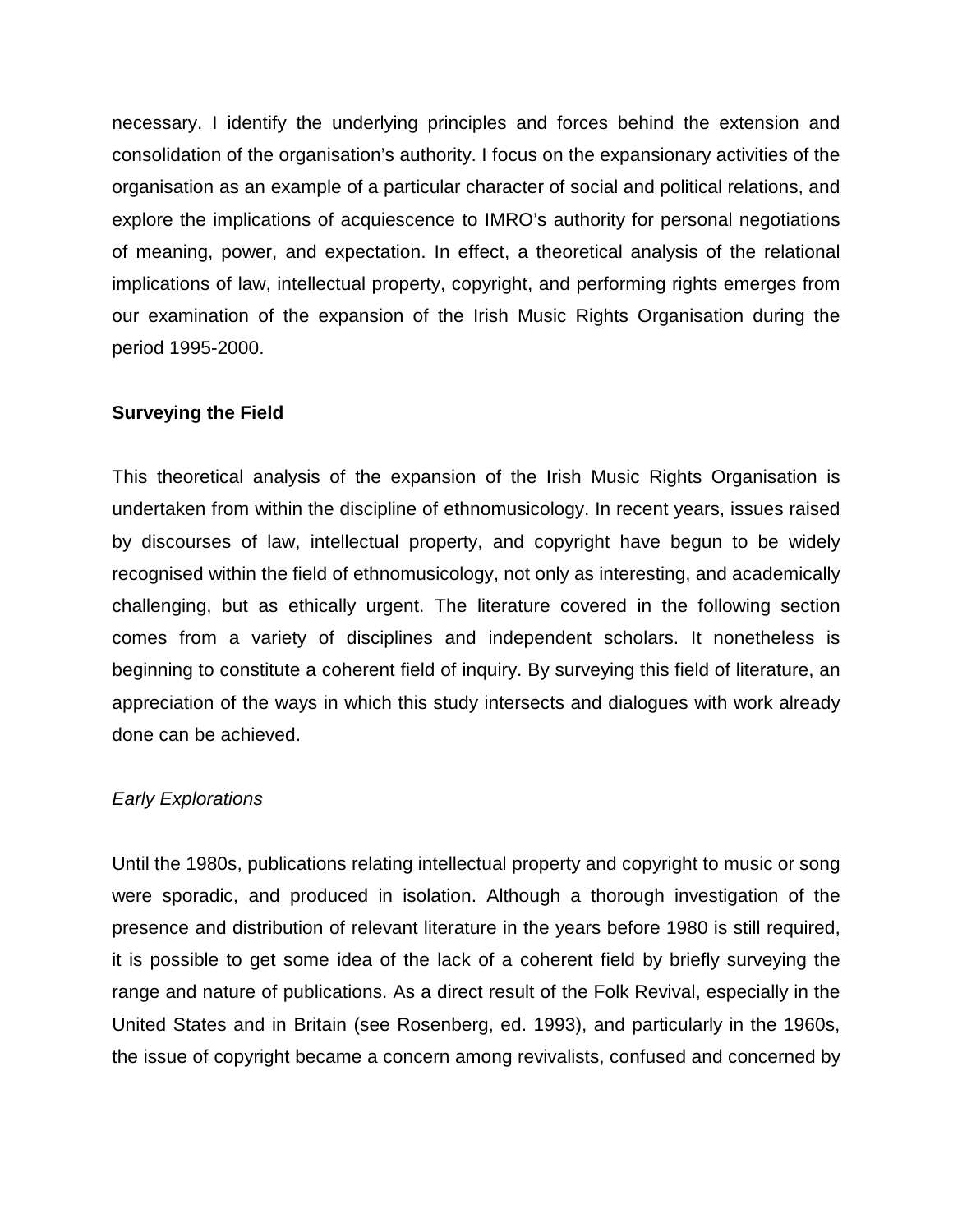necessary. I identify the underlying principles and forces behind the extension and consolidation of the organisation's authority. I focus on the expansionary activities of the organisation as an example of a particular character of social and political relations, and explore the implications of acquiescence to IMRO's authority for personal negotiations of meaning, power, and expectation. In effect, a theoretical analysis of the relational implications of law, intellectual property, copyright, and performing rights emerges from our examination of the expansion of the Irish Music Rights Organisation during the period 1995-2000.

**Surveying the Field**

This theoretical analysis of the expansion of the Irish Music Rights Organisation is undertaken from within the discipline of ethnomusicology. In recent years, issues raised by discourses of law, intellectual property, and copyright have begun to be widely recognised within the field of ethnomusicology, not only as interesting, and academically challenging, but as ethically urgent. The literature covered in the following section comes from a variety of disciplines and independent scholars. It nonetheless is beginning to constitute a coherent field of inquiry. By surveying this field of literature, an appreciation of the ways in which this study intersects and dialogues with work already done can be achieved.

*Early Explorations*

Until the 1980s, publications relating intellectual property and copyright to music or song were sporadic, and produced in isolation. Although a thorough investigation of the presence and distribution of relevant literature in the years before 1980 is still required, it is possible to get some idea of the lack of a coherent field by briefly surveying the range and nature of publications. As a direct result of the Folk Revival, especially in the United States and in Britain (see Rosenberg, ed. 1993), and particularly in the 1960s, the issue of copyright became a concern among revivalists, confused and concerned by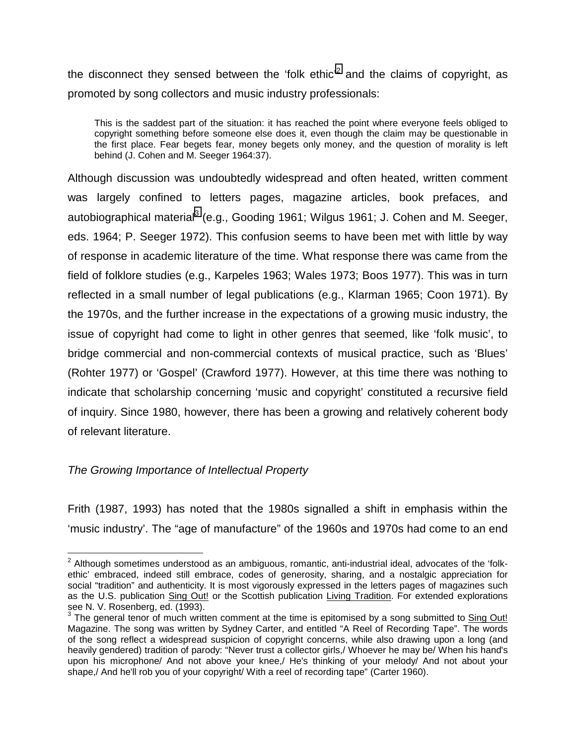the disconnect they sensed between the 'folk ethic'[2] and the claims of copyright, as promoted by song collectors and music industry professionals:

> This is the saddest part of the situation: it has reached the point where everyone feels obliged to copyright something before someone else does it, even though the claim may be questionable in the first place. Fear begets fear, money begets only money, and the question of morality is left behind (J. Cohen and M. Seeger 1964:37).

Although discussion was undoubtedly widespread and often heated, written comment was largely confined to letters pages, magazine articles, book prefaces, and autobiographical material[3] (e.g., Gooding 1961; Wilgus 1961; J. Cohen and M. Seeger, eds. 1964; P. Seeger 1972). This confusion seems to have been met with little by way of response in academic literature of the time. What response there was came from the field of folklore studies (e.g., Karpeles 1963; Wales 1973; Boos 1977). This was in turn reflected in a small number of legal publications (e.g., Klarman 1965; Coon 1971). By the 1970s, and the further increase in the expectations of a growing music industry, the issue of copyright had come to light in other genres that seemed, like 'folk music', to bridge commercial and non-commercial contexts of musical practice, such as 'Blues' (Rohter 1977) or 'Gospel' (Crawford 1977). However, at this time there was nothing to indicate that scholarship concerning 'music and copyright' constituted a recursive field of inquiry. Since 1980, however, there has been a growing and relatively coherent body of relevant literature.

*The Growing Importance of Intellectual Property*

Frith (1987, 1993) has noted that the 1980s signalled a shift in emphasis within the 'music industry'. The "age of manufacture" of the 1960s and 1970s had come to an end

---

[2] Although sometimes understood as an ambiguous, romantic, anti-industrial ideal, advocates of the 'folk-ethic' embraced, indeed still embrace, codes of generosity, sharing, and a nostalgic appreciation for social "tradition" and authenticity. It is most vigorously expressed in the letters pages of magazines such as the U.S. publication Sing Out! or the Scottish publication Living Tradition. For extended explorations see N. V. Rosenberg, ed. (1993).

[3] The general tenor of much written comment at the time is epitomised by a song submitted to Sing Out! Magazine. The song was written by Sydney Carter, and entitled "A Reel of Recording Tape". The words of the song reflect a widespread suspicion of copyright concerns, while also drawing upon a long (and heavily gendered) tradition of parody: "Never trust a collector girls,/ Whoever he may be/ When his hand's upon his microphone/ And not above your knee,/ He's thinking of your melody/ And not about your shape,/ And he'll rob you of your copyright/ With a reel of recording tape" (Carter 1960).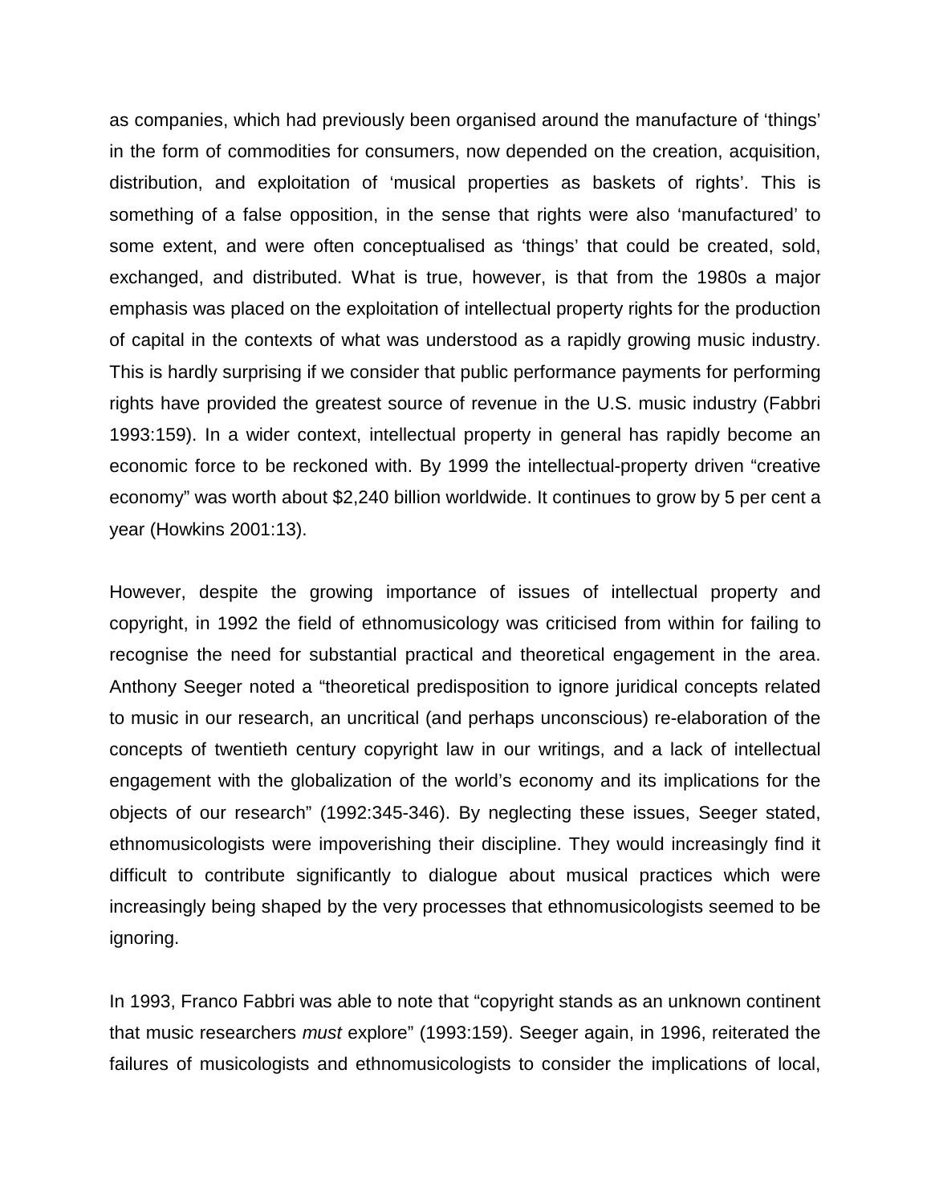as companies, which had previously been organised around the manufacture of ‘things’ in the form of commodities for consumers, now depended on the creation, acquisition, distribution, and exploitation of ‘musical properties as baskets of rights’. This is something of a false opposition, in the sense that rights were also ‘manufactured’ to some extent, and were often conceptualised as ‘things’ that could be created, sold, exchanged, and distributed. What is true, however, is that from the 1980s a major emphasis was placed on the exploitation of intellectual property rights for the production of capital in the contexts of what was understood as a rapidly growing music industry. This is hardly surprising if we consider that public performance payments for performing rights have provided the greatest source of revenue in the U.S. music industry (Fabbri 1993:159). In a wider context, intellectual property in general has rapidly become an economic force to be reckoned with. By 1999 the intellectual-property driven “creative economy” was worth about $2,240 billion worldwide. It continues to grow by 5 per cent a year (Howkins 2001:13).

However, despite the growing importance of issues of intellectual property and copyright, in 1992 the field of ethnomusicology was criticised from within for failing to recognise the need for substantial practical and theoretical engagement in the area. Anthony Seeger noted a “theoretical predisposition to ignore juridical concepts related to music in our research, an uncritical (and perhaps unconscious) re-elaboration of the concepts of twentieth century copyright law in our writings, and a lack of intellectual engagement with the globalization of the world’s economy and its implications for the objects of our research” (1992:345-346). By neglecting these issues, Seeger stated, ethnomusicologists were impoverishing their discipline. They would increasingly find it difficult to contribute significantly to dialogue about musical practices which were increasingly being shaped by the very processes that ethnomusicologists seemed to be ignoring.

In 1993, Franco Fabbri was able to note that “copyright stands as an unknown continent that music researchers *must* explore” (1993:159). Seeger again, in 1996, reiterated the failures of musicologists and ethnomusicologists to consider the implications of local,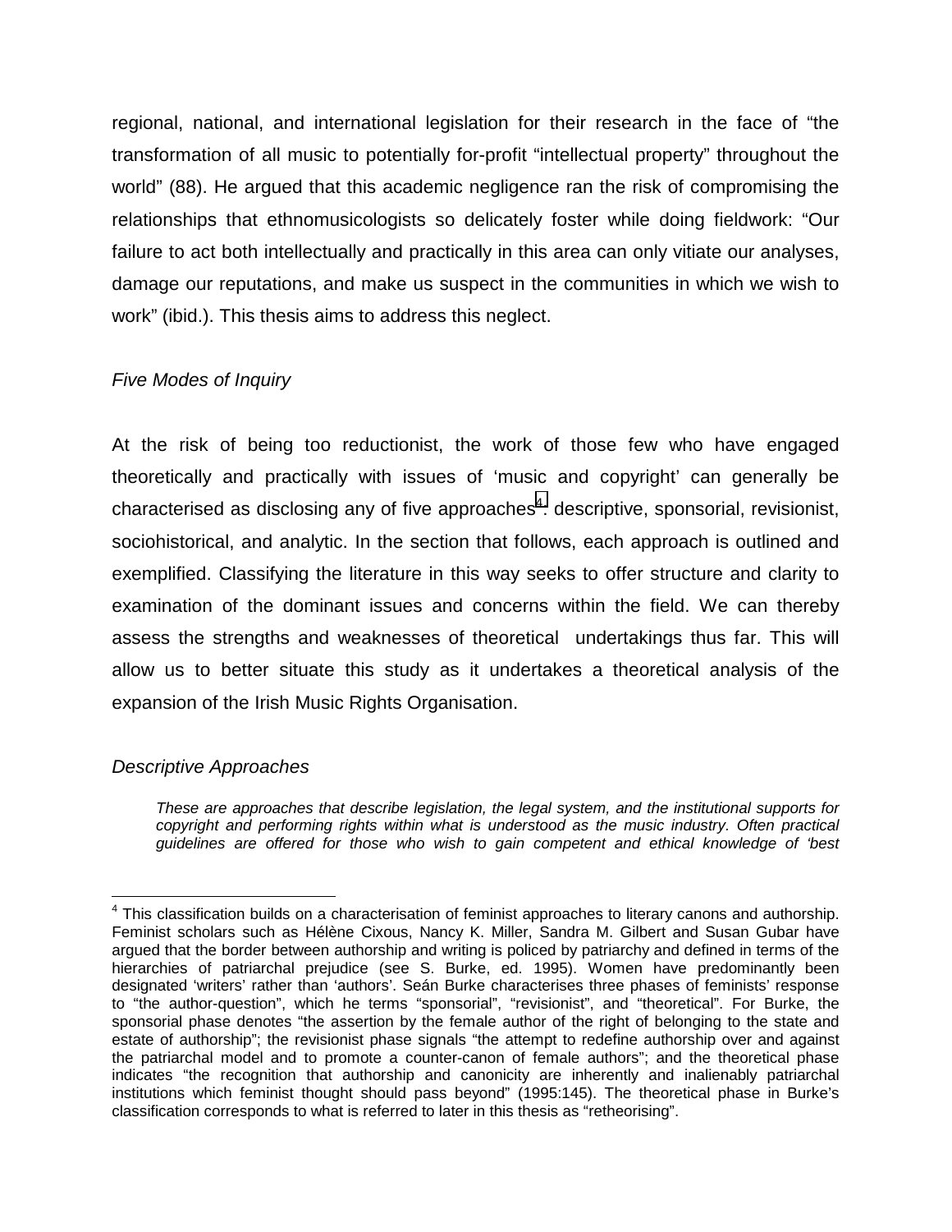regional, national, and international legislation for their research in the face of "the transformation of all music to potentially for-profit "intellectual property" throughout the world" (88). He argued that this academic negligence ran the risk of compromising the relationships that ethnomusicologists so delicately foster while doing fieldwork: "Our failure to act both intellectually and practically in this area can only vitiate our analyses, damage our reputations, and make us suspect in the communities in which we wish to work" (ibid.). This thesis aims to address this neglect.

### *Five Modes of Inquiry*

At the risk of being too reductionist, the work of those few who have engaged theoretically and practically with issues of 'music and copyright' can generally be characterised as disclosing any of five approaches[4]: descriptive, sponsorial, revisionist, sociohistorical, and analytic. In the section that follows, each approach is outlined and exemplified. Classifying the literature in this way seeks to offer structure and clarity to examination of the dominant issues and concerns within the field. We can thereby assess the strengths and weaknesses of theoretical undertakings thus far. This will allow us to better situate this study as it undertakes a theoretical analysis of the expansion of the Irish Music Rights Organisation.

### *Descriptive Approaches*

> *These are approaches that describe legislation, the legal system, and the institutional supports for copyright and performing rights within what is understood as the music industry. Often practical guidelines are offered for those who wish to gain competent and ethical knowledge of 'best*

---

[4] This classification builds on a characterisation of feminist approaches to literary canons and authorship. Feminist scholars such as Hélène Cixous, Nancy K. Miller, Sandra M. Gilbert and Susan Gubar have argued that the border between authorship and writing is policed by patriarchy and defined in terms of the hierarchies of patriarchal prejudice (see S. Burke, ed. 1995). Women have predominantly been designated 'writers' rather than 'authors'. Seán Burke characterises three phases of feminists' response to "the author-question", which he terms "sponsorial", "revisionist", and "theoretical". For Burke, the sponsorial phase denotes "the assertion by the female author of the right of belonging to the state and estate of authorship"; the revisionist phase signals "the attempt to redefine authorship over and against the patriarchal model and to promote a counter-canon of female authors"; and the theoretical phase indicates "the recognition that authorship and canonicity are inherently and inalienably patriarchal institutions which feminist thought should pass beyond" (1995:145). The theoretical phase in Burke's classification corresponds to what is referred to later in this thesis as "retheorising".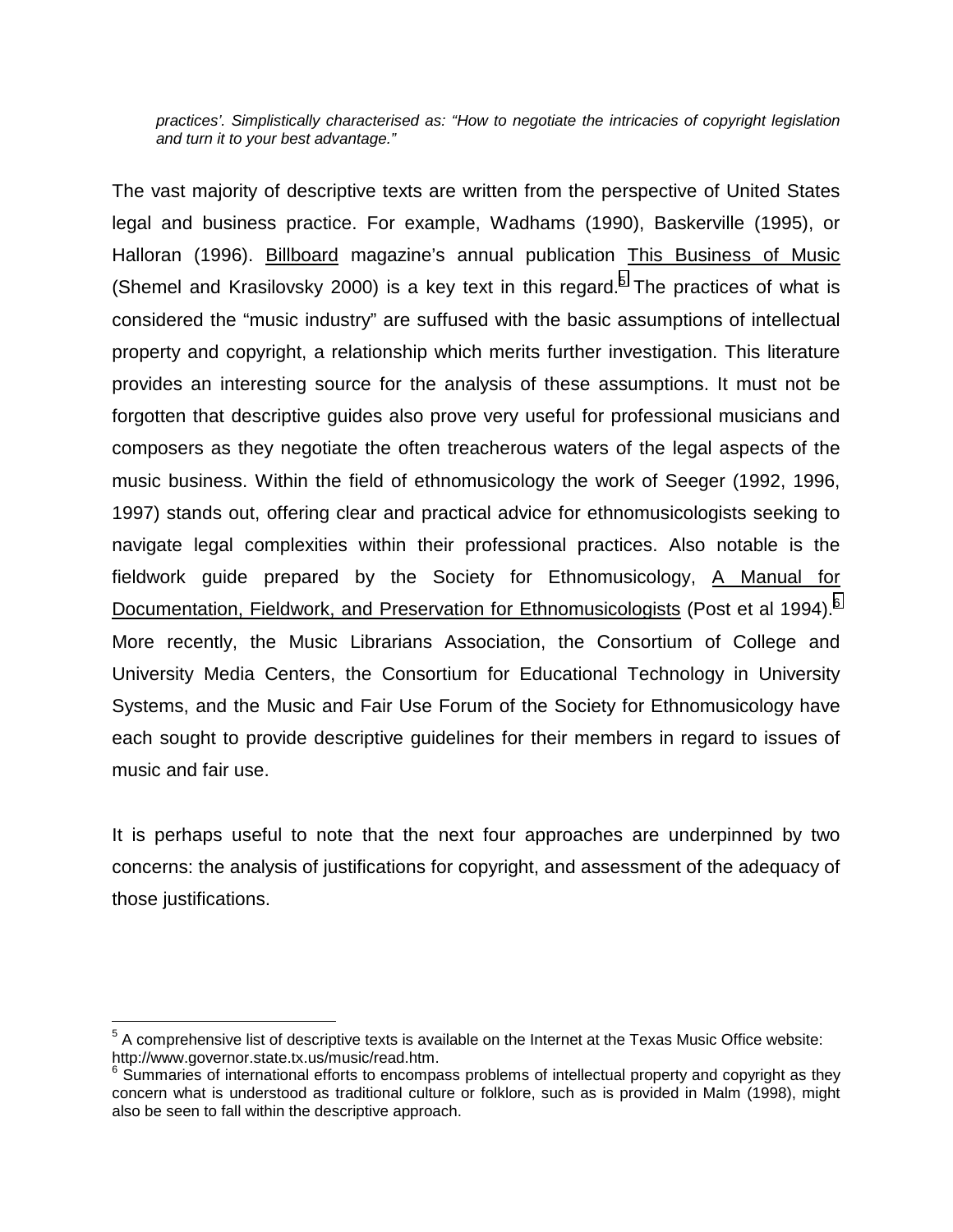*practices'. Simplistically characterised as: "How to negotiate the intricacies of copyright legislation and turn it to your best advantage."*

The vast majority of descriptive texts are written from the perspective of United States legal and business practice. For example, Wadhams (1990), Baskerville (1995), or Halloran (1996). Billboard magazine's annual publication This Business of Music (Shemel and Krasilovsky 2000) is a key text in this regard.[5] The practices of what is considered the "music industry" are suffused with the basic assumptions of intellectual property and copyright, a relationship which merits further investigation. This literature provides an interesting source for the analysis of these assumptions. It must not be forgotten that descriptive guides also prove very useful for professional musicians and composers as they negotiate the often treacherous waters of the legal aspects of the music business. Within the field of ethnomusicology the work of Seeger (1992, 1996, 1997) stands out, offering clear and practical advice for ethnomusicologists seeking to navigate legal complexities within their professional practices. Also notable is the fieldwork guide prepared by the Society for Ethnomusicology, A Manual for Documentation, Fieldwork, and Preservation for Ethnomusicologists (Post et al 1994).[6] More recently, the Music Librarians Association, the Consortium of College and University Media Centers, the Consortium for Educational Technology in University Systems, and the Music and Fair Use Forum of the Society for Ethnomusicology have each sought to provide descriptive guidelines for their members in regard to issues of music and fair use.

It is perhaps useful to note that the next four approaches are underpinned by two concerns: the analysis of justifications for copyright, and assessment of the adequacy of those justifications.

---

[5] A comprehensive list of descriptive texts is available on the Internet at the Texas Music Office website: http://www.governor.state.tx.us/music/read.htm.

[6] Summaries of international efforts to encompass problems of intellectual property and copyright as they concern what is understood as traditional culture or folklore, such as is provided in Malm (1998), might also be seen to fall within the descriptive approach.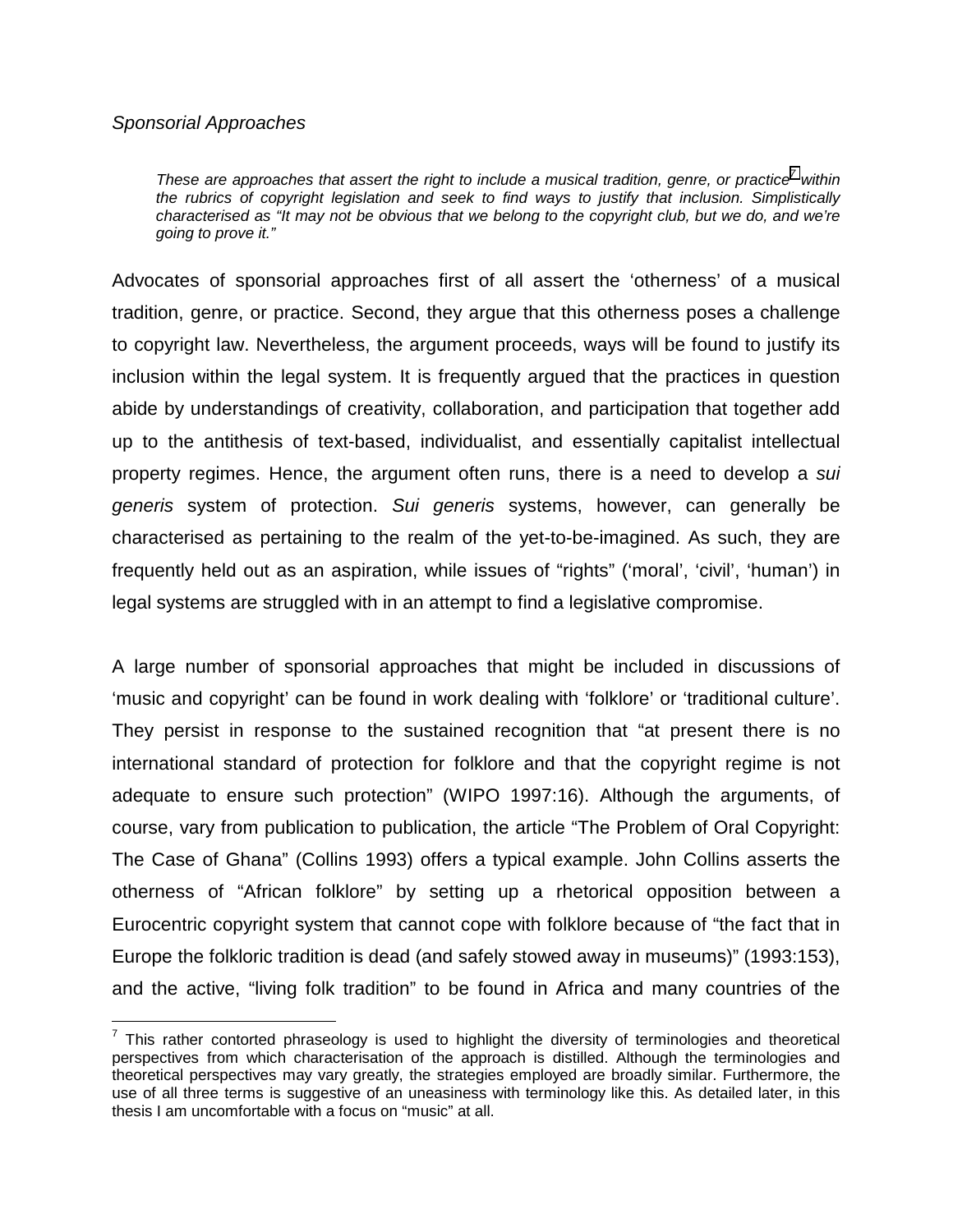*Sponsorial Approaches*

> *These are approaches that assert the right to include a musical tradition, genre, or practice[7] within the rubrics of copyright legislation and seek to find ways to justify that inclusion. Simplistically characterised as "It may not be obvious that we belong to the copyright club, but we do, and we're going to prove it."*

Advocates of sponsorial approaches first of all assert the 'otherness' of a musical tradition, genre, or practice. Second, they argue that this otherness poses a challenge to copyright law. Nevertheless, the argument proceeds, ways will be found to justify its inclusion within the legal system. It is frequently argued that the practices in question abide by understandings of creativity, collaboration, and participation that together add up to the antithesis of text-based, individualist, and essentially capitalist intellectual property regimes. Hence, the argument often runs, there is a need to develop a *sui generis* system of protection. *Sui generis* systems, however, can generally be characterised as pertaining to the realm of the yet-to-be-imagined. As such, they are frequently held out as an aspiration, while issues of "rights" ('moral', 'civil', 'human') in legal systems are struggled with in an attempt to find a legislative compromise.

A large number of sponsorial approaches that might be included in discussions of 'music and copyright' can be found in work dealing with 'folklore' or 'traditional culture'. They persist in response to the sustained recognition that "at present there is no international standard of protection for folklore and that the copyright regime is not adequate to ensure such protection" (WIPO 1997:16). Although the arguments, of course, vary from publication to publication, the article "The Problem of Oral Copyright: The Case of Ghana" (Collins 1993) offers a typical example. John Collins asserts the otherness of "African folklore" by setting up a rhetorical opposition between a Eurocentric copyright system that cannot cope with folklore because of "the fact that in Europe the folkloric tradition is dead (and safely stowed away in museums)" (1993:153), and the active, "living folk tradition" to be found in Africa and many countries of the

[7] This rather contorted phraseology is used to highlight the diversity of terminologies and theoretical perspectives from which characterisation of the approach is distilled. Although the terminologies and theoretical perspectives may vary greatly, the strategies employed are broadly similar. Furthermore, the use of all three terms is suggestive of an uneasiness with terminology like this. As detailed later, in this thesis I am uncomfortable with a focus on "music" at all.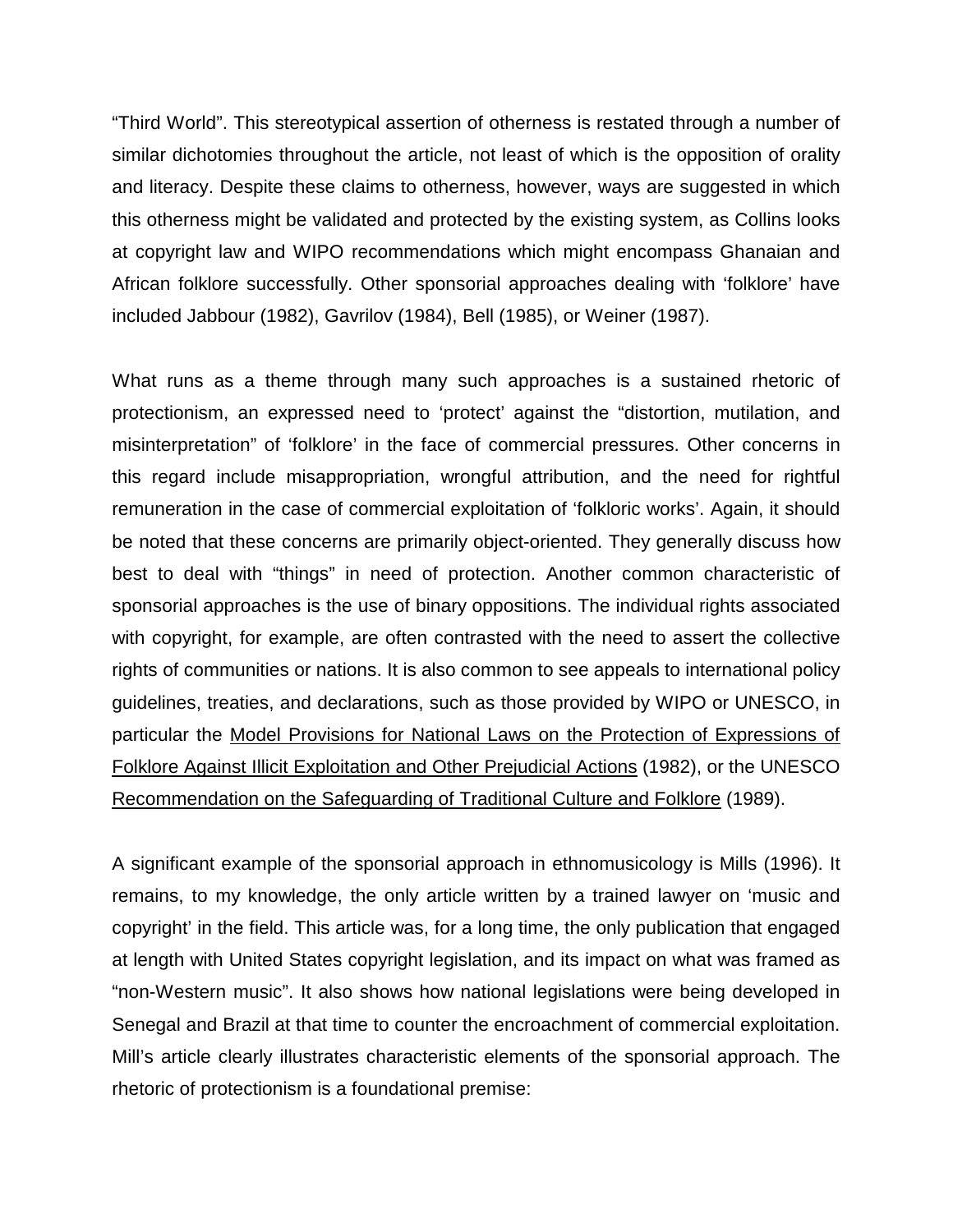"Third World". This stereotypical assertion of otherness is restated through a number of similar dichotomies throughout the article, not least of which is the opposition of orality and literacy. Despite these claims to otherness, however, ways are suggested in which this otherness might be validated and protected by the existing system, as Collins looks at copyright law and WIPO recommendations which might encompass Ghanaian and African folklore successfully. Other sponsorial approaches dealing with 'folklore' have included Jabbour (1982), Gavrilov (1984), Bell (1985), or Weiner (1987).

What runs as a theme through many such approaches is a sustained rhetoric of protectionism, an expressed need to 'protect' against the "distortion, mutilation, and misinterpretation" of 'folklore' in the face of commercial pressures. Other concerns in this regard include misappropriation, wrongful attribution, and the need for rightful remuneration in the case of commercial exploitation of 'folkloric works'. Again, it should be noted that these concerns are primarily object-oriented. They generally discuss how best to deal with "things" in need of protection. Another common characteristic of sponsorial approaches is the use of binary oppositions. The individual rights associated with copyright, for example, are often contrasted with the need to assert the collective rights of communities or nations. It is also common to see appeals to international policy guidelines, treaties, and declarations, such as those provided by WIPO or UNESCO, in particular the <u>Model Provisions for National Laws on the Protection of Expressions of Folklore Against Illicit Exploitation and Other Prejudicial Actions</u> (1982), or the UNESCO <u>Recommendation on the Safeguarding of Traditional Culture and Folklore</u> (1989).

A significant example of the sponsorial approach in ethnomusicology is Mills (1996). It remains, to my knowledge, the only article written by a trained lawyer on 'music and copyright' in the field. This article was, for a long time, the only publication that engaged at length with United States copyright legislation, and its impact on what was framed as "non-Western music". It also shows how national legislations were being developed in Senegal and Brazil at that time to counter the encroachment of commercial exploitation. Mill's article clearly illustrates characteristic elements of the sponsorial approach. The rhetoric of protectionism is a foundational premise: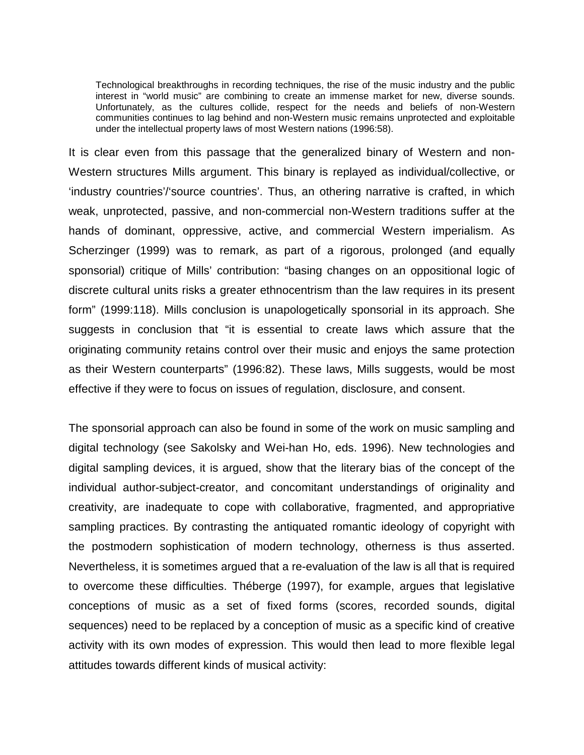> Technological breakthroughs in recording techniques, the rise of the music industry and the public interest in "world music" are combining to create an immense market for new, diverse sounds. Unfortunately, as the cultures collide, respect for the needs and beliefs of non-Western communities continues to lag behind and non-Western music remains unprotected and exploitable under the intellectual property laws of most Western nations (1996:58).

It is clear even from this passage that the generalized binary of Western and non-Western structures Mills argument. This binary is replayed as individual/collective, or 'industry countries'/'source countries'. Thus, an othering narrative is crafted, in which weak, unprotected, passive, and non-commercial non-Western traditions suffer at the hands of dominant, oppressive, active, and commercial Western imperialism. As Scherzinger (1999) was to remark, as part of a rigorous, prolonged (and equally sponsorial) critique of Mills' contribution: "basing changes on an oppositional logic of discrete cultural units risks a greater ethnocentrism than the law requires in its present form" (1999:118). Mills conclusion is unapologetically sponsorial in its approach. She suggests in conclusion that "it is essential to create laws which assure that the originating community retains control over their music and enjoys the same protection as their Western counterparts" (1996:82). These laws, Mills suggests, would be most effective if they were to focus on issues of regulation, disclosure, and consent.

The sponsorial approach can also be found in some of the work on music sampling and digital technology (see Sakolsky and Wei-han Ho, eds. 1996). New technologies and digital sampling devices, it is argued, show that the literary bias of the concept of the individual author-subject-creator, and concomitant understandings of originality and creativity, are inadequate to cope with collaborative, fragmented, and appropriative sampling practices. By contrasting the antiquated romantic ideology of copyright with the postmodern sophistication of modern technology, otherness is thus asserted. Nevertheless, it is sometimes argued that a re-evaluation of the law is all that is required to overcome these difficulties. Théberge (1997), for example, argues that legislative conceptions of music as a set of fixed forms (scores, recorded sounds, digital sequences) need to be replaced by a conception of music as a specific kind of creative activity with its own modes of expression. This would then lead to more flexible legal attitudes towards different kinds of musical activity: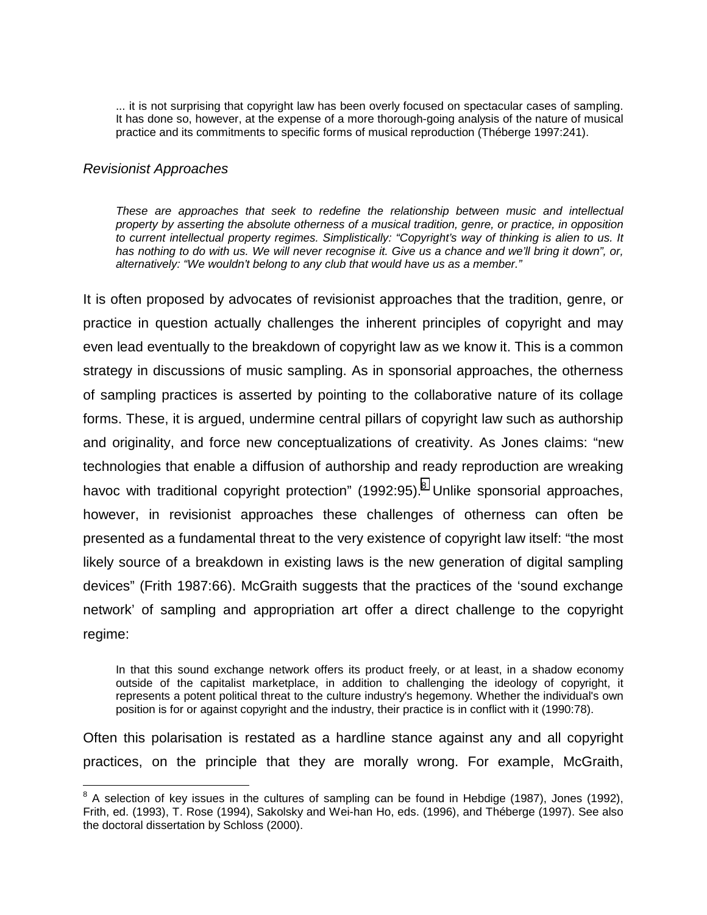> ... it is not surprising that copyright law has been overly focused on spectacular cases of sampling. It has done so, however, at the expense of a more thorough-going analysis of the nature of musical practice and its commitments to specific forms of musical reproduction (Théberge 1997:241).

*Revisionist Approaches*

> *These are approaches that seek to redefine the relationship between music and intellectual property by asserting the absolute otherness of a musical tradition, genre, or practice, in opposition to current intellectual property regimes. Simplistically: "Copyright's way of thinking is alien to us. It has nothing to do with us. We will never recognise it. Give us a chance and we'll bring it down", or, alternatively: "We wouldn't belong to any club that would have us as a member."*

It is often proposed by advocates of revisionist approaches that the tradition, genre, or practice in question actually challenges the inherent principles of copyright and may even lead eventually to the breakdown of copyright law as we know it. This is a common strategy in discussions of music sampling. As in sponsorial approaches, the otherness of sampling practices is asserted by pointing to the collaborative nature of its collage forms. These, it is argued, undermine central pillars of copyright law such as authorship and originality, and force new conceptualizations of creativity. As Jones claims: "new technologies that enable a diffusion of authorship and ready reproduction are wreaking havoc with traditional copyright protection" (1992:95).[8] Unlike sponsorial approaches, however, in revisionist approaches these challenges of otherness can often be presented as a fundamental threat to the very existence of copyright law itself: "the most likely source of a breakdown in existing laws is the new generation of digital sampling devices" (Frith 1987:66). McGraith suggests that the practices of the 'sound exchange network' of sampling and appropriation art offer a direct challenge to the copyright regime:

> In that this sound exchange network offers its product freely, or at least, in a shadow economy outside of the capitalist marketplace, in addition to challenging the ideology of copyright, it represents a potent political threat to the culture industry's hegemony. Whether the individual's own position is for or against copyright and the industry, their practice is in conflict with it (1990:78).

Often this polarisation is restated as a hardline stance against any and all copyright practices, on the principle that they are morally wrong. For example, McGraith,

---

[8] A selection of key issues in the cultures of sampling can be found in Hebdige (1987), Jones (1992), Frith, ed. (1993), T. Rose (1994), Sakolsky and Wei-han Ho, eds. (1996), and Théberge (1997). See also the doctoral dissertation by Schloss (2000).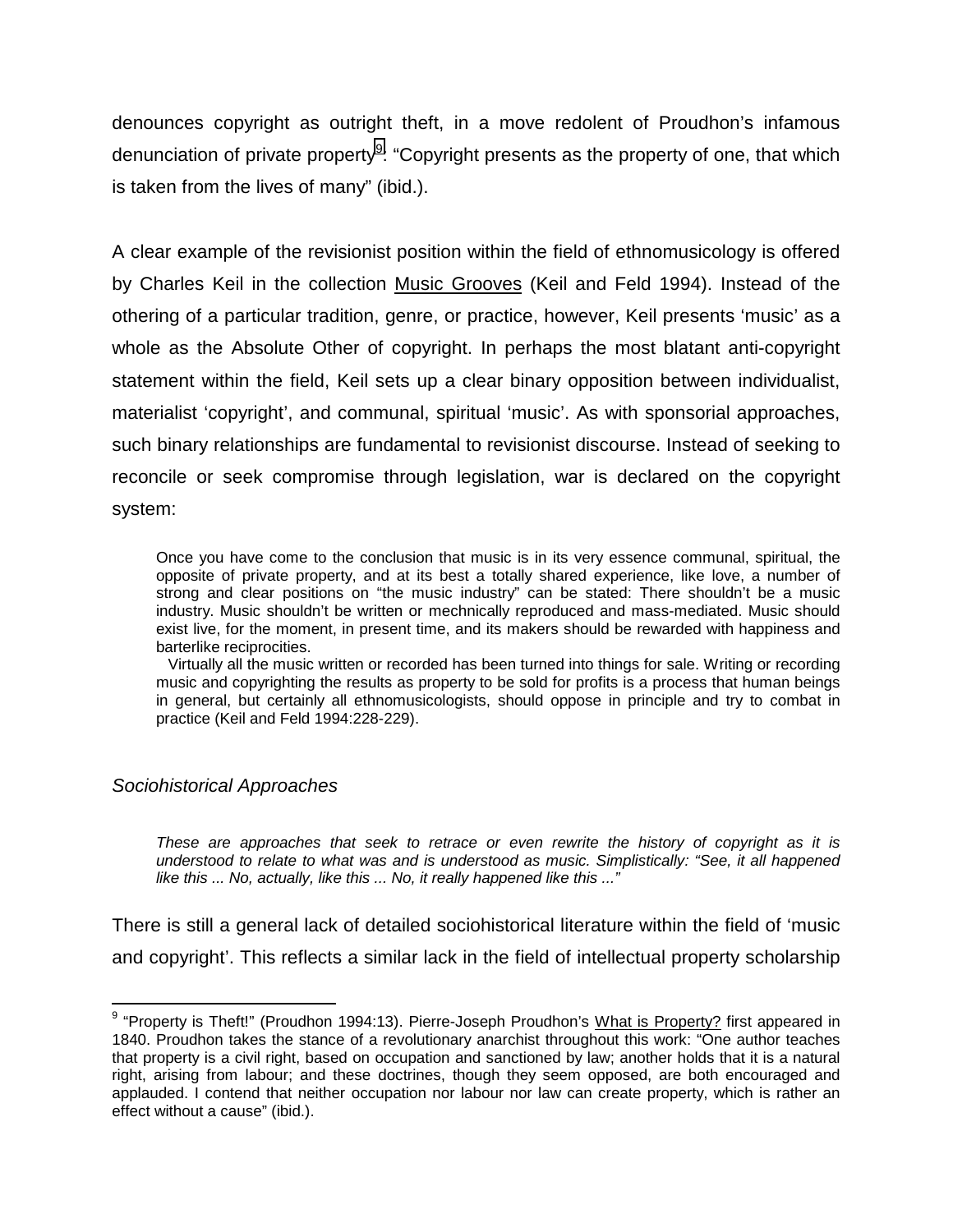denounces copyright as outright theft, in a move redolent of Proudhon's infamous denunciation of private property[9]. "Copyright presents as the property of one, that which is taken from the lives of many" (ibid.).

A clear example of the revisionist position within the field of ethnomusicology is offered by Charles Keil in the collection Music Grooves (Keil and Feld 1994). Instead of the othering of a particular tradition, genre, or practice, however, Keil presents 'music' as a whole as the Absolute Other of copyright. In perhaps the most blatant anti-copyright statement within the field, Keil sets up a clear binary opposition between individualist, materialist 'copyright', and communal, spiritual 'music'. As with sponsorial approaches, such binary relationships are fundamental to revisionist discourse. Instead of seeking to reconcile or seek compromise through legislation, war is declared on the copyright system:

> Once you have come to the conclusion that music is in its very essence communal, spiritual, the opposite of private property, and at its best a totally shared experience, like love, a number of strong and clear positions on "the music industry" can be stated: There shouldn't be a music industry. Music shouldn't be written or mechnically reproduced and mass-mediated. Music should exist live, for the moment, in present time, and its makers should be rewarded with happiness and barterlike reciprocities.
>
> Virtually all the music written or recorded has been turned into things for sale. Writing or recording music and copyrighting the results as property to be sold for profits is a process that human beings in general, but certainly all ethnomusicologists, should oppose in principle and try to combat in practice (Keil and Feld 1994:228-229).

*Sociohistorical Approaches*

> *These are approaches that seek to retrace or even rewrite the history of copyright as it is understood to relate to what was and is understood as music. Simplistically: "See, it all happened like this ... No, actually, like this ... No, it really happened like this ..."*

There is still a general lack of detailed sociohistorical literature within the field of 'music and copyright'. This reflects a similar lack in the field of intellectual property scholarship

---

[9] "Property is Theft!" (Proudhon 1994:13). Pierre-Joseph Proudhon's What is Property? first appeared in 1840. Proudhon takes the stance of a revolutionary anarchist throughout this work: "One author teaches that property is a civil right, based on occupation and sanctioned by law; another holds that it is a natural right, arising from labour; and these doctrines, though they seem opposed, are both encouraged and applauded. I contend that neither occupation nor labour nor law can create property, which is rather an effect without a cause" (ibid.).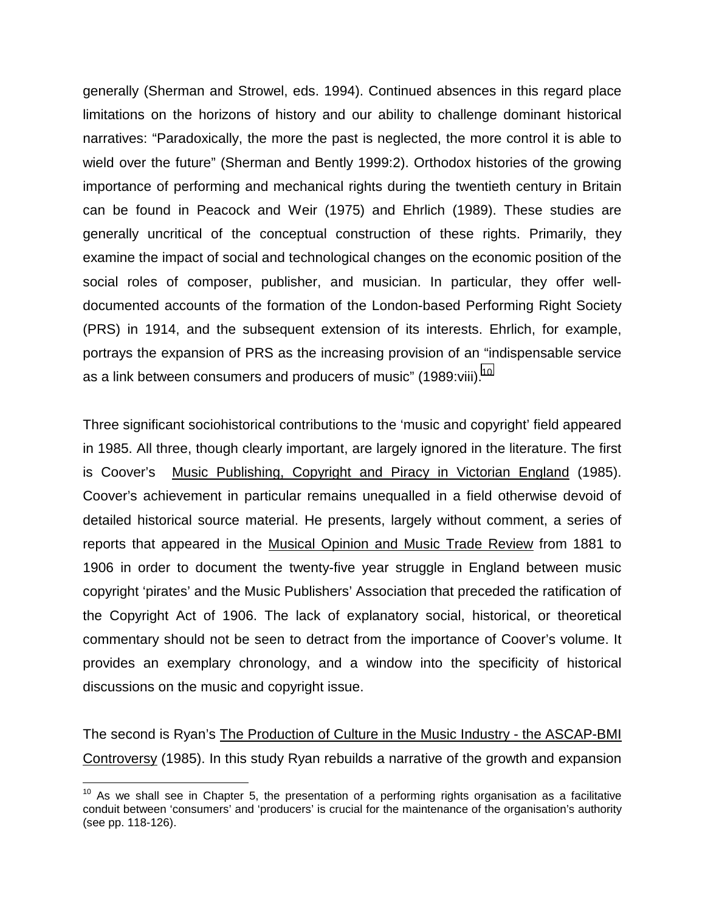generally (Sherman and Strowel, eds. 1994). Continued absences in this regard place limitations on the horizons of history and our ability to challenge dominant historical narratives: "Paradoxically, the more the past is neglected, the more control it is able to wield over the future" (Sherman and Bently 1999:2). Orthodox histories of the growing importance of performing and mechanical rights during the twentieth century in Britain can be found in Peacock and Weir (1975) and Ehrlich (1989). These studies are generally uncritical of the conceptual construction of these rights. Primarily, they examine the impact of social and technological changes on the economic position of the social roles of composer, publisher, and musician. In particular, they offer well-documented accounts of the formation of the London-based Performing Right Society (PRS) in 1914, and the subsequent extension of its interests. Ehrlich, for example, portrays the expansion of PRS as the increasing provision of an "indispensable service as a link between consumers and producers of music" (1989:viii).[10]

Three significant sociohistorical contributions to the 'music and copyright' field appeared in 1985. All three, though clearly important, are largely ignored in the literature. The first is Coover's <u>Music Publishing, Copyright and Piracy in Victorian England</u> (1985). Coover's achievement in particular remains unequalled in a field otherwise devoid of detailed historical source material. He presents, largely without comment, a series of reports that appeared in the <u>Musical Opinion and Music Trade Review</u> from 1881 to 1906 in order to document the twenty-five year struggle in England between music copyright 'pirates' and the Music Publishers' Association that preceded the ratification of the Copyright Act of 1906. The lack of explanatory social, historical, or theoretical commentary should not be seen to detract from the importance of Coover's volume. It provides an exemplary chronology, and a window into the specificity of historical discussions on the music and copyright issue.

The second is Ryan's <u>The Production of Culture in the Music Industry - the ASCAP-BMI Controversy</u> (1985). In this study Ryan rebuilds a narrative of the growth and expansion

[10] As we shall see in Chapter 5, the presentation of a performing rights organisation as a facilitative conduit between 'consumers' and 'producers' is crucial for the maintenance of the organisation's authority (see pp. 118-126).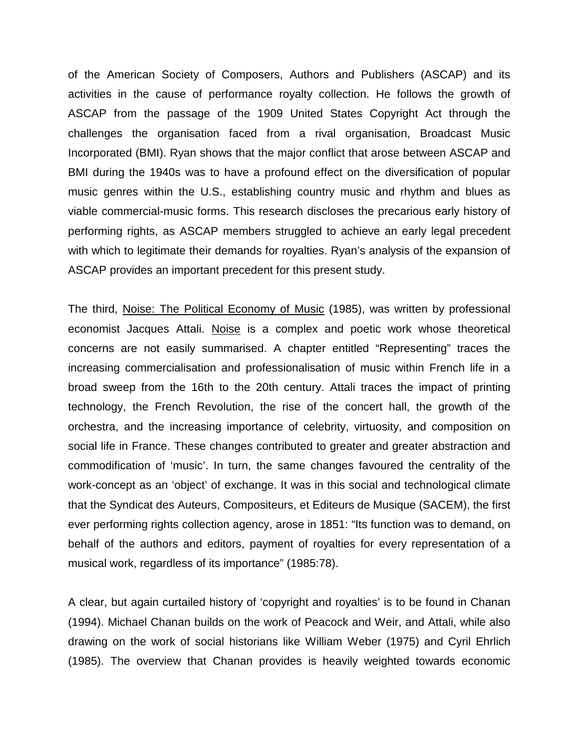of the American Society of Composers, Authors and Publishers (ASCAP) and its activities in the cause of performance royalty collection. He follows the growth of ASCAP from the passage of the 1909 United States Copyright Act through the challenges the organisation faced from a rival organisation, Broadcast Music Incorporated (BMI). Ryan shows that the major conflict that arose between ASCAP and BMI during the 1940s was to have a profound effect on the diversification of popular music genres within the U.S., establishing country music and rhythm and blues as viable commercial-music forms. This research discloses the precarious early history of performing rights, as ASCAP members struggled to achieve an early legal precedent with which to legitimate their demands for royalties. Ryan's analysis of the expansion of ASCAP provides an important precedent for this present study.

The third, Noise: The Political Economy of Music (1985), was written by professional economist Jacques Attali. Noise is a complex and poetic work whose theoretical concerns are not easily summarised. A chapter entitled "Representing" traces the increasing commercialisation and professionalisation of music within French life in a broad sweep from the 16th to the 20th century. Attali traces the impact of printing technology, the French Revolution, the rise of the concert hall, the growth of the orchestra, and the increasing importance of celebrity, virtuosity, and composition on social life in France. These changes contributed to greater and greater abstraction and commodification of 'music'. In turn, the same changes favoured the centrality of the work-concept as an 'object' of exchange. It was in this social and technological climate that the Syndicat des Auteurs, Compositeurs, et Editeurs de Musique (SACEM), the first ever performing rights collection agency, arose in 1851: "Its function was to demand, on behalf of the authors and editors, payment of royalties for every representation of a musical work, regardless of its importance" (1985:78).

A clear, but again curtailed history of 'copyright and royalties' is to be found in Chanan (1994). Michael Chanan builds on the work of Peacock and Weir, and Attali, while also drawing on the work of social historians like William Weber (1975) and Cyril Ehrlich (1985). The overview that Chanan provides is heavily weighted towards economic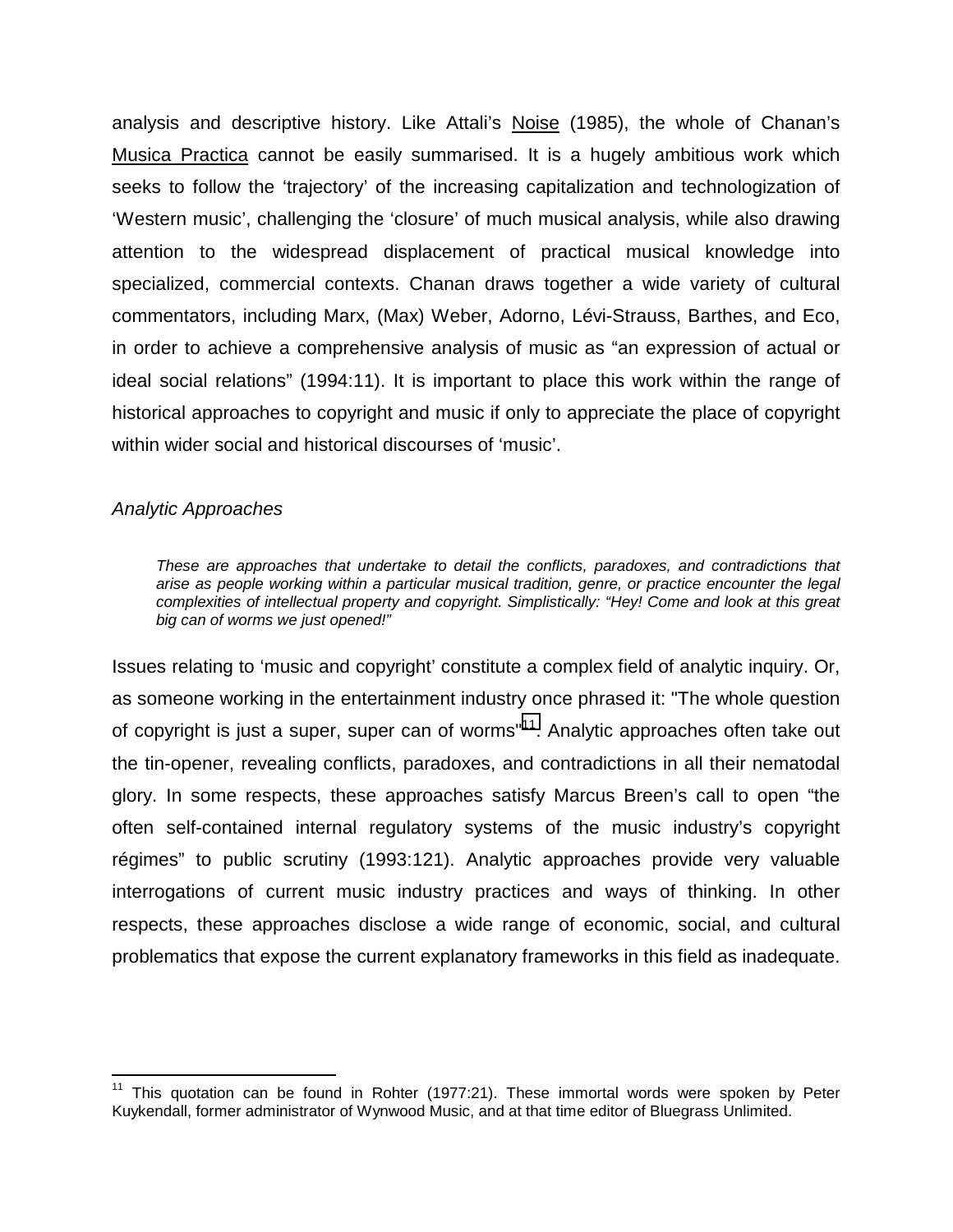analysis and descriptive history. Like Attali's Noise (1985), the whole of Chanan's Musica Practica cannot be easily summarised. It is a hugely ambitious work which seeks to follow the 'trajectory' of the increasing capitalization and technologization of 'Western music', challenging the 'closure' of much musical analysis, while also drawing attention to the widespread displacement of practical musical knowledge into specialized, commercial contexts. Chanan draws together a wide variety of cultural commentators, including Marx, (Max) Weber, Adorno, Lévi-Strauss, Barthes, and Eco, in order to achieve a comprehensive analysis of music as "an expression of actual or ideal social relations" (1994:11). It is important to place this work within the range of historical approaches to copyright and music if only to appreciate the place of copyright within wider social and historical discourses of 'music'.

### *Analytic Approaches*

> *These are approaches that undertake to detail the conflicts, paradoxes, and contradictions that arise as people working within a particular musical tradition, genre, or practice encounter the legal complexities of intellectual property and copyright. Simplistically: "Hey! Come and look at this great big can of worms we just opened!"*

Issues relating to 'music and copyright' constitute a complex field of analytic inquiry. Or, as someone working in the entertainment industry once phrased it: "The whole question of copyright is just a super, super can of worms"[11]. Analytic approaches often take out the tin-opener, revealing conflicts, paradoxes, and contradictions in all their nematodal glory. In some respects, these approaches satisfy Marcus Breen's call to open "the often self-contained internal regulatory systems of the music industry's copyright régimes" to public scrutiny (1993:121). Analytic approaches provide very valuable interrogations of current music industry practices and ways of thinking. In other respects, these approaches disclose a wide range of economic, social, and cultural problematics that expose the current explanatory frameworks in this field as inadequate.

---

[11] This quotation can be found in Rohter (1977:21). These immortal words were spoken by Peter Kuykendall, former administrator of Wynwood Music, and at that time editor of Bluegrass Unlimited.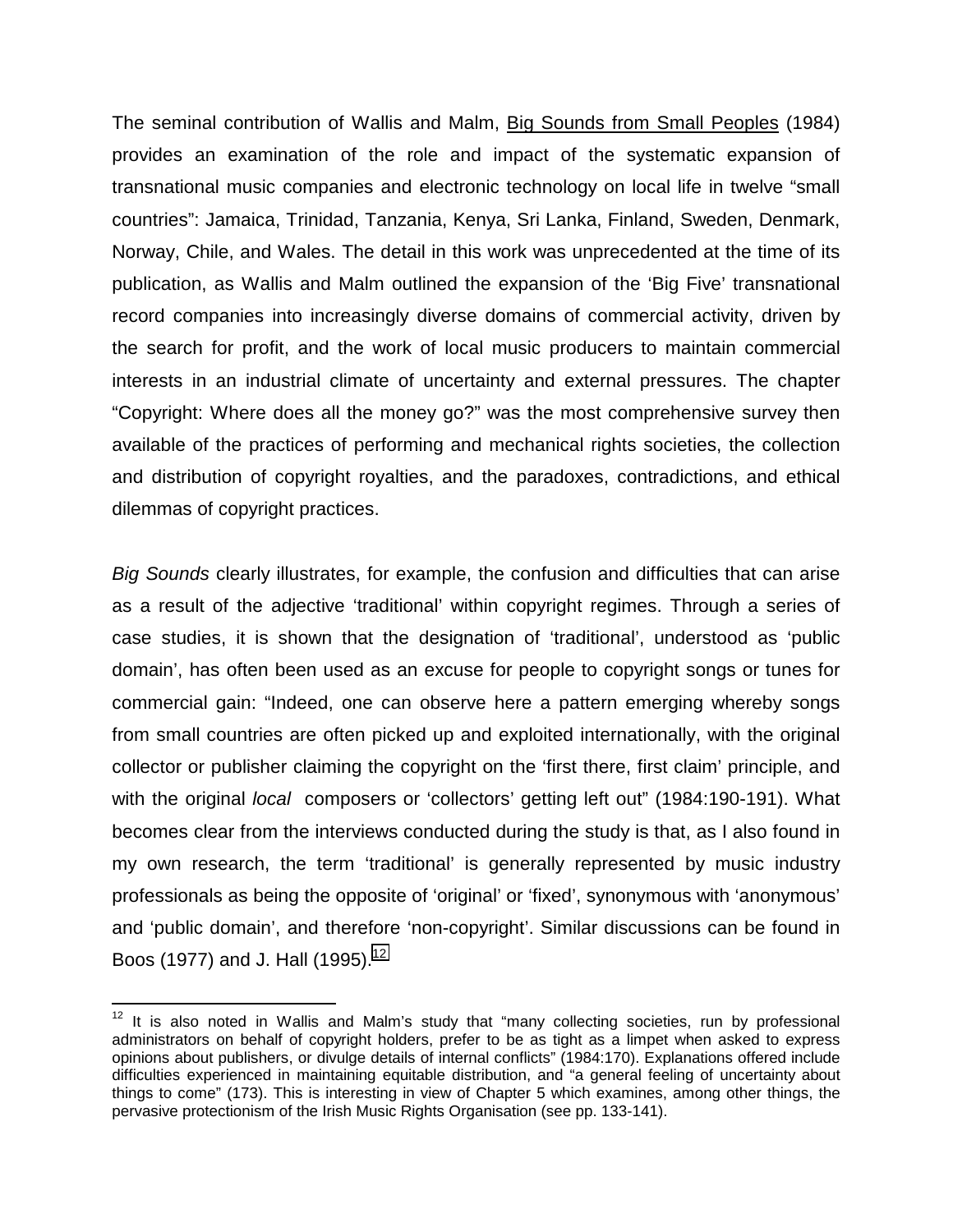The seminal contribution of Wallis and Malm, Big Sounds from Small Peoples (1984) provides an examination of the role and impact of the systematic expansion of transnational music companies and electronic technology on local life in twelve "small countries": Jamaica, Trinidad, Tanzania, Kenya, Sri Lanka, Finland, Sweden, Denmark, Norway, Chile, and Wales. The detail in this work was unprecedented at the time of its publication, as Wallis and Malm outlined the expansion of the 'Big Five' transnational record companies into increasingly diverse domains of commercial activity, driven by the search for profit, and the work of local music producers to maintain commercial interests in an industrial climate of uncertainty and external pressures. The chapter "Copyright: Where does all the money go?" was the most comprehensive survey then available of the practices of performing and mechanical rights societies, the collection and distribution of copyright royalties, and the paradoxes, contradictions, and ethical dilemmas of copyright practices.

*Big Sounds* clearly illustrates, for example, the confusion and difficulties that can arise as a result of the adjective 'traditional' within copyright regimes. Through a series of case studies, it is shown that the designation of 'traditional', understood as 'public domain', has often been used as an excuse for people to copyright songs or tunes for commercial gain: "Indeed, one can observe here a pattern emerging whereby songs from small countries are often picked up and exploited internationally, with the original collector or publisher claiming the copyright on the 'first there, first claim' principle, and with the original *local* composers or 'collectors' getting left out" (1984:190-191). What becomes clear from the interviews conducted during the study is that, as I also found in my own research, the term 'traditional' is generally represented by music industry professionals as being the opposite of 'original' or 'fixed', synonymous with 'anonymous' and 'public domain', and therefore 'non-copyright'. Similar discussions can be found in Boos (1977) and J. Hall (1995).[12]

[12] It is also noted in Wallis and Malm's study that "many collecting societies, run by professional administrators on behalf of copyright holders, prefer to be as tight as a limpet when asked to express opinions about publishers, or divulge details of internal conflicts" (1984:170). Explanations offered include difficulties experienced in maintaining equitable distribution, and "a general feeling of uncertainty about things to come" (173). This is interesting in view of Chapter 5 which examines, among other things, the pervasive protectionism of the Irish Music Rights Organisation (see pp. 133-141).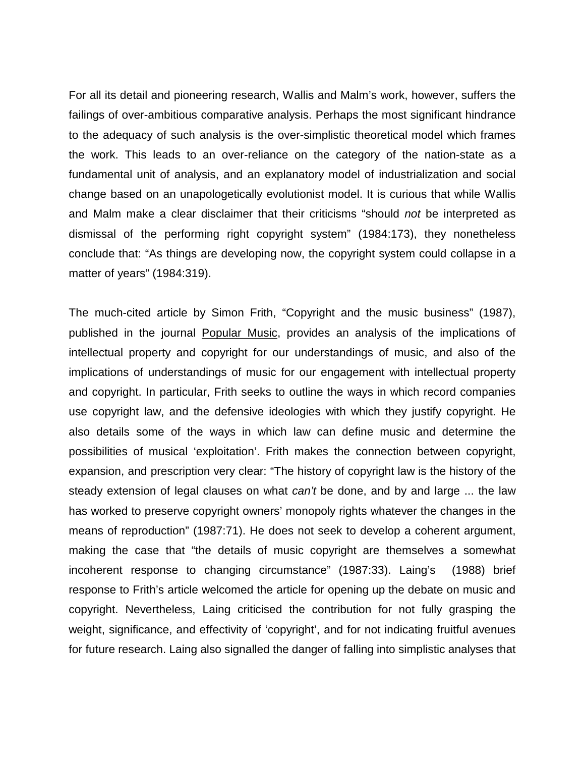For all its detail and pioneering research, Wallis and Malm's work, however, suffers the failings of over-ambitious comparative analysis. Perhaps the most significant hindrance to the adequacy of such analysis is the over-simplistic theoretical model which frames the work. This leads to an over-reliance on the category of the nation-state as a fundamental unit of analysis, and an explanatory model of industrialization and social change based on an unapologetically evolutionist model. It is curious that while Wallis and Malm make a clear disclaimer that their criticisms "should *not* be interpreted as dismissal of the performing right copyright system" (1984:173), they nonetheless conclude that: "As things are developing now, the copyright system could collapse in a matter of years" (1984:319).

The much-cited article by Simon Frith, "Copyright and the music business" (1987), published in the journal <u>Popular Music</u>, provides an analysis of the implications of intellectual property and copyright for our understandings of music, and also of the implications of understandings of music for our engagement with intellectual property and copyright. In particular, Frith seeks to outline the ways in which record companies use copyright law, and the defensive ideologies with which they justify copyright. He also details some of the ways in which law can define music and determine the possibilities of musical 'exploitation'. Frith makes the connection between copyright, expansion, and prescription very clear: "The history of copyright law is the history of the steady extension of legal clauses on what *can't* be done, and by and large ... the law has worked to preserve copyright owners' monopoly rights whatever the changes in the means of reproduction" (1987:71). He does not seek to develop a coherent argument, making the case that "the details of music copyright are themselves a somewhat incoherent response to changing circumstance" (1987:33). Laing's (1988) brief response to Frith's article welcomed the article for opening up the debate on music and copyright. Nevertheless, Laing criticised the contribution for not fully grasping the weight, significance, and effectivity of 'copyright', and for not indicating fruitful avenues for future research. Laing also signalled the danger of falling into simplistic analyses that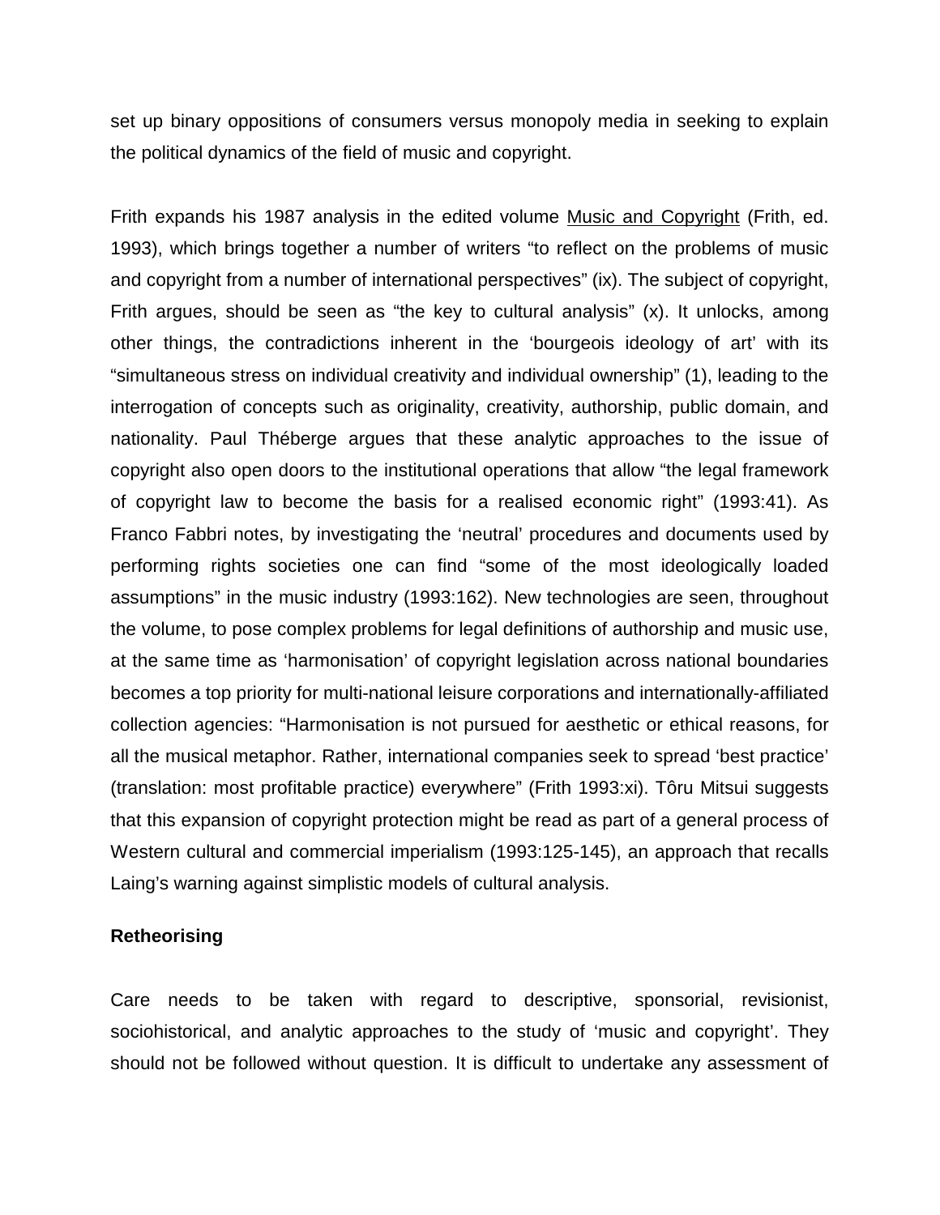set up binary oppositions of consumers versus monopoly media in seeking to explain the political dynamics of the field of music and copyright.

Frith expands his 1987 analysis in the edited volume Music and Copyright (Frith, ed. 1993), which brings together a number of writers "to reflect on the problems of music and copyright from a number of international perspectives" (ix). The subject of copyright, Frith argues, should be seen as "the key to cultural analysis" (x). It unlocks, among other things, the contradictions inherent in the 'bourgeois ideology of art' with its "simultaneous stress on individual creativity and individual ownership" (1), leading to the interrogation of concepts such as originality, creativity, authorship, public domain, and nationality. Paul Théberge argues that these analytic approaches to the issue of copyright also open doors to the institutional operations that allow "the legal framework of copyright law to become the basis for a realised economic right" (1993:41). As Franco Fabbri notes, by investigating the 'neutral' procedures and documents used by performing rights societies one can find "some of the most ideologically loaded assumptions" in the music industry (1993:162). New technologies are seen, throughout the volume, to pose complex problems for legal definitions of authorship and music use, at the same time as 'harmonisation' of copyright legislation across national boundaries becomes a top priority for multi-national leisure corporations and internationally-affiliated collection agencies: "Harmonisation is not pursued for aesthetic or ethical reasons, for all the musical metaphor. Rather, international companies seek to spread 'best practice' (translation: most profitable practice) everywhere" (Frith 1993:xi). Tôru Mitsui suggests that this expansion of copyright protection might be read as part of a general process of Western cultural and commercial imperialism (1993:125-145), an approach that recalls Laing's warning against simplistic models of cultural analysis.

**Retheorising**

Care needs to be taken with regard to descriptive, sponsorial, revisionist, sociohistorical, and analytic approaches to the study of 'music and copyright'. They should not be followed without question. It is difficult to undertake any assessment of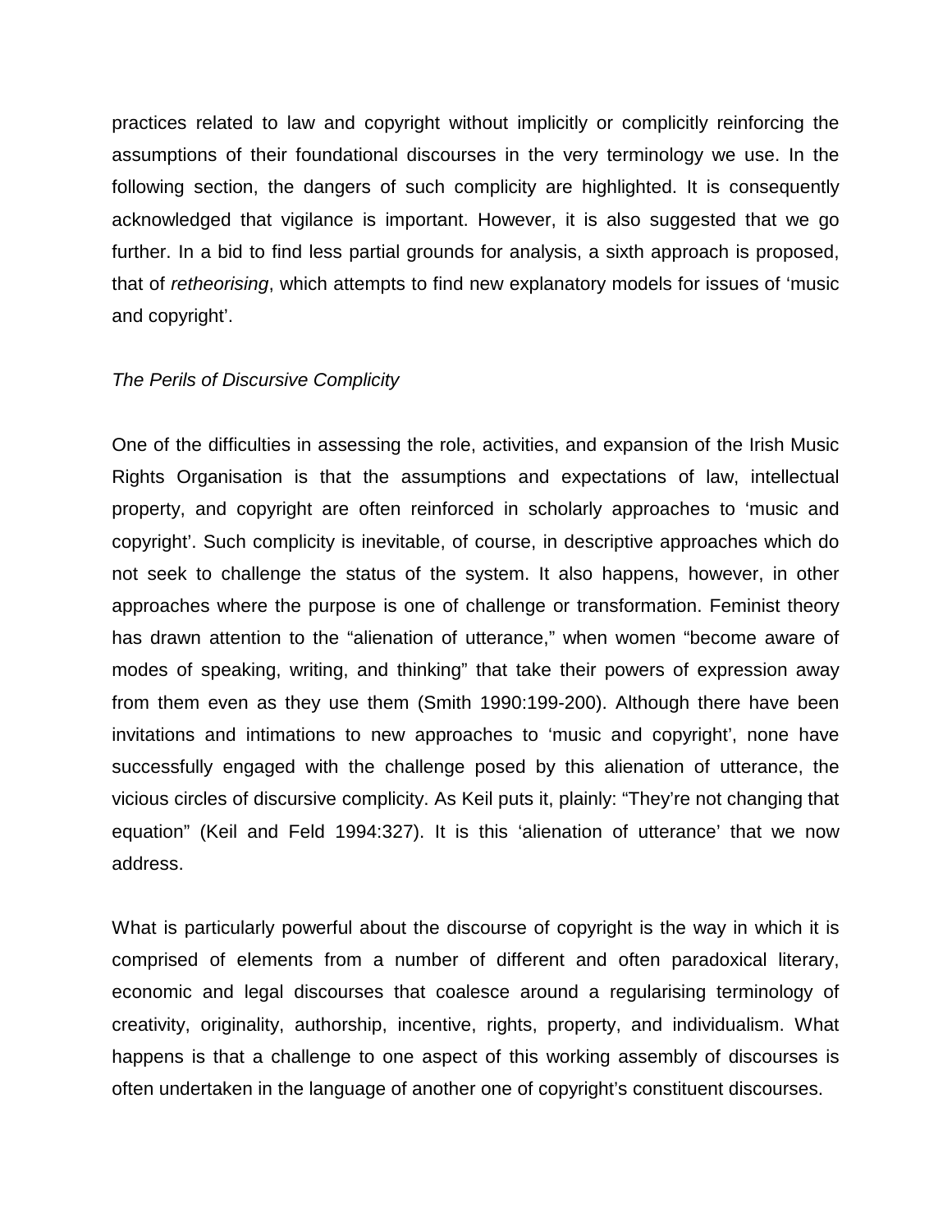practices related to law and copyright without implicitly or complicitly reinforcing the assumptions of their foundational discourses in the very terminology we use. In the following section, the dangers of such complicity are highlighted. It is consequently acknowledged that vigilance is important. However, it is also suggested that we go further. In a bid to find less partial grounds for analysis, a sixth approach is proposed, that of *retheorising*, which attempts to find new explanatory models for issues of 'music and copyright'.

*The Perils of Discursive Complicity*

One of the difficulties in assessing the role, activities, and expansion of the Irish Music Rights Organisation is that the assumptions and expectations of law, intellectual property, and copyright are often reinforced in scholarly approaches to 'music and copyright'. Such complicity is inevitable, of course, in descriptive approaches which do not seek to challenge the status of the system. It also happens, however, in other approaches where the purpose is one of challenge or transformation. Feminist theory has drawn attention to the "alienation of utterance," when women "become aware of modes of speaking, writing, and thinking" that take their powers of expression away from them even as they use them (Smith 1990:199-200). Although there have been invitations and intimations to new approaches to 'music and copyright', none have successfully engaged with the challenge posed by this alienation of utterance, the vicious circles of discursive complicity. As Keil puts it, plainly: "They're not changing that equation" (Keil and Feld 1994:327). It is this 'alienation of utterance' that we now address.

What is particularly powerful about the discourse of copyright is the way in which it is comprised of elements from a number of different and often paradoxical literary, economic and legal discourses that coalesce around a regularising terminology of creativity, originality, authorship, incentive, rights, property, and individualism. What happens is that a challenge to one aspect of this working assembly of discourses is often undertaken in the language of another one of copyright's constituent discourses.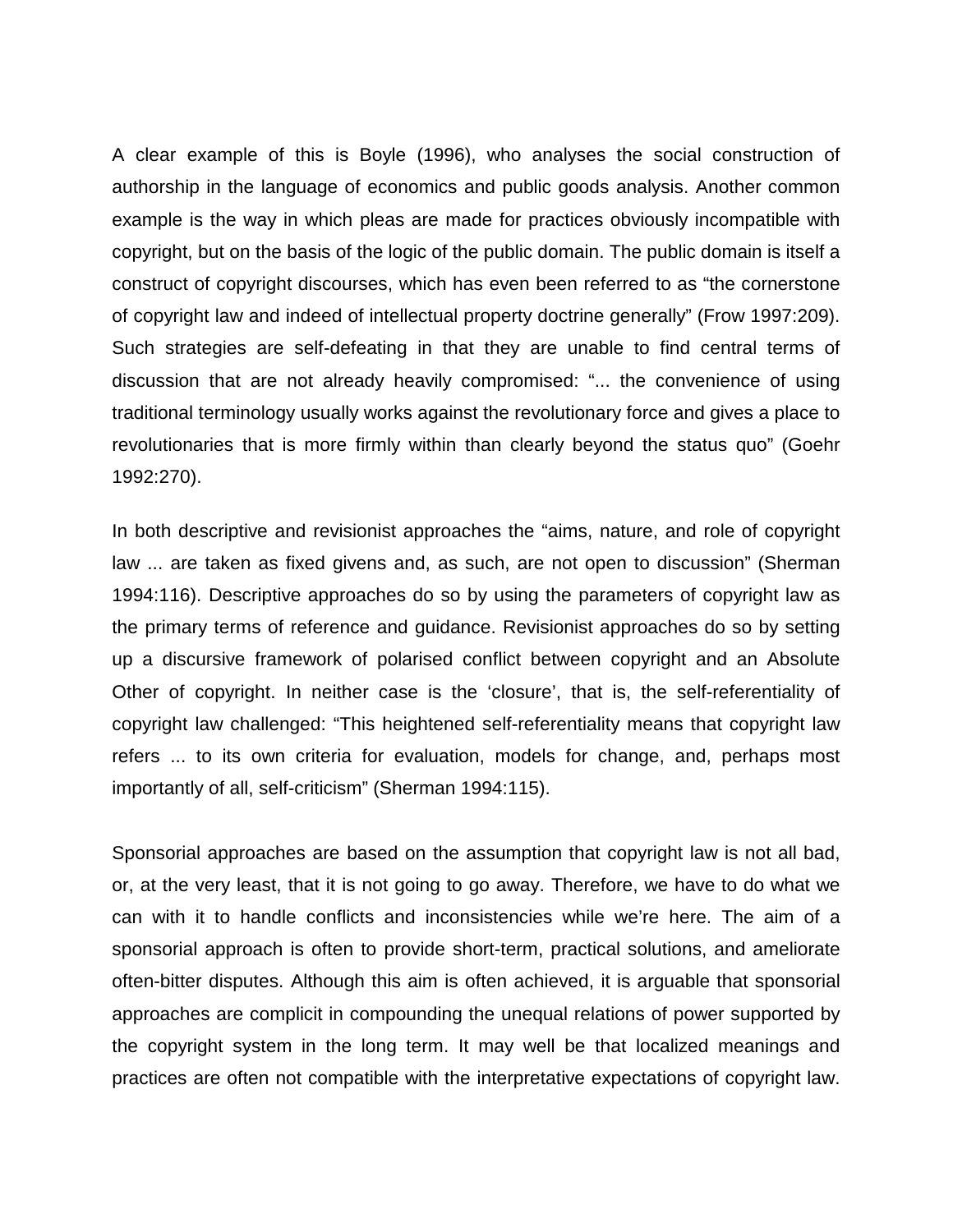A clear example of this is Boyle (1996), who analyses the social construction of authorship in the language of economics and public goods analysis. Another common example is the way in which pleas are made for practices obviously incompatible with copyright, but on the basis of the logic of the public domain. The public domain is itself a construct of copyright discourses, which has even been referred to as "the cornerstone of copyright law and indeed of intellectual property doctrine generally" (Frow 1997:209). Such strategies are self-defeating in that they are unable to find central terms of discussion that are not already heavily compromised: "... the convenience of using traditional terminology usually works against the revolutionary force and gives a place to revolutionaries that is more firmly within than clearly beyond the status quo" (Goehr 1992:270).

In both descriptive and revisionist approaches the "aims, nature, and role of copyright law ... are taken as fixed givens and, as such, are not open to discussion" (Sherman 1994:116). Descriptive approaches do so by using the parameters of copyright law as the primary terms of reference and guidance. Revisionist approaches do so by setting up a discursive framework of polarised conflict between copyright and an Absolute Other of copyright. In neither case is the 'closure', that is, the self-referentiality of copyright law challenged: "This heightened self-referentiality means that copyright law refers ... to its own criteria for evaluation, models for change, and, perhaps most importantly of all, self-criticism" (Sherman 1994:115).

Sponsorial approaches are based on the assumption that copyright law is not all bad, or, at the very least, that it is not going to go away. Therefore, we have to do what we can with it to handle conflicts and inconsistencies while we're here. The aim of a sponsorial approach is often to provide short-term, practical solutions, and ameliorate often-bitter disputes. Although this aim is often achieved, it is arguable that sponsorial approaches are complicit in compounding the unequal relations of power supported by the copyright system in the long term. It may well be that localized meanings and practices are often not compatible with the interpretative expectations of copyright law.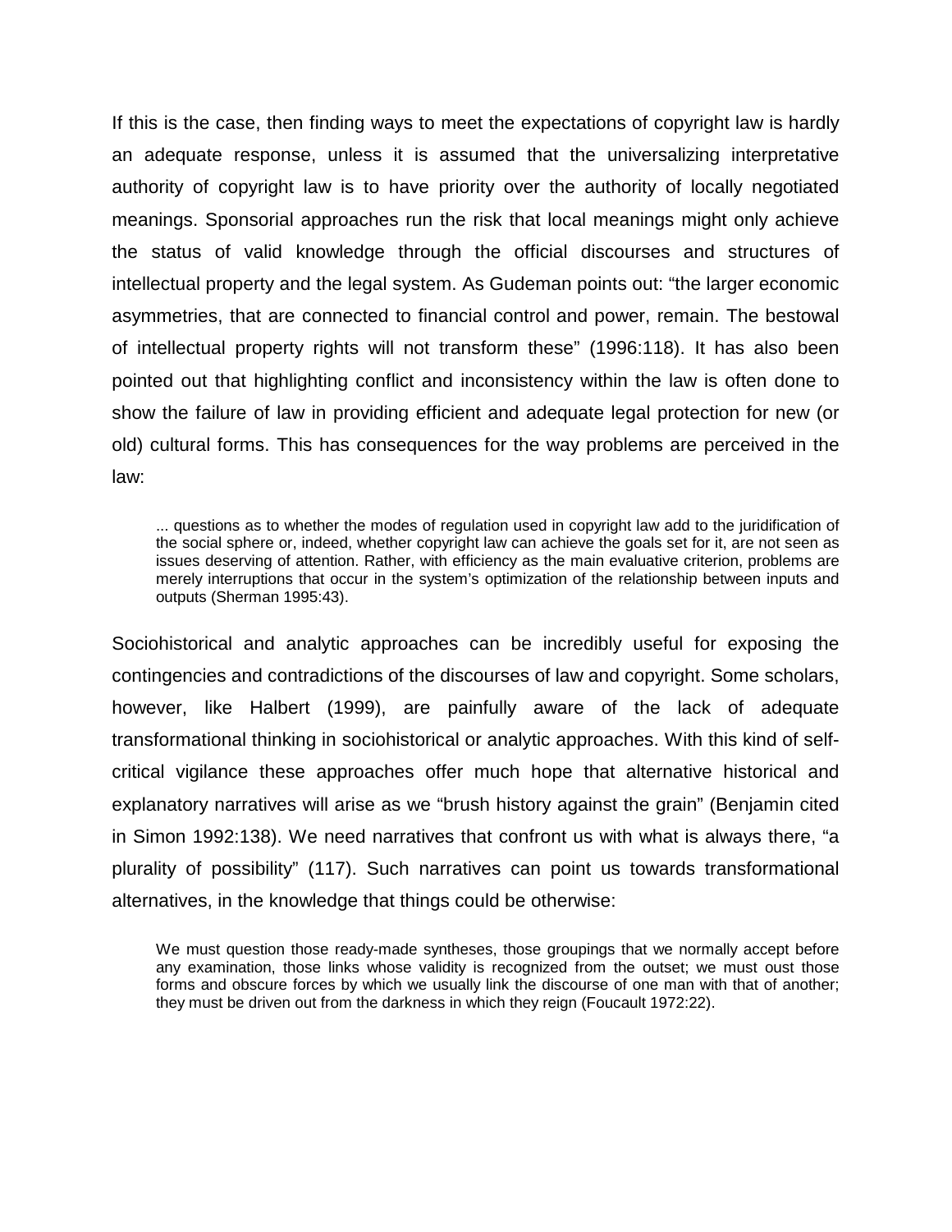If this is the case, then finding ways to meet the expectations of copyright law is hardly an adequate response, unless it is assumed that the universalizing interpretative authority of copyright law is to have priority over the authority of locally negotiated meanings. Sponsorial approaches run the risk that local meanings might only achieve the status of valid knowledge through the official discourses and structures of intellectual property and the legal system. As Gudeman points out: "the larger economic asymmetries, that are connected to financial control and power, remain. The bestowal of intellectual property rights will not transform these" (1996:118). It has also been pointed out that highlighting conflict and inconsistency within the law is often done to show the failure of law in providing efficient and adequate legal protection for new (or old) cultural forms. This has consequences for the way problems are perceived in the law:

> ... questions as to whether the modes of regulation used in copyright law add to the juridification of the social sphere or, indeed, whether copyright law can achieve the goals set for it, are not seen as issues deserving of attention. Rather, with efficiency as the main evaluative criterion, problems are merely interruptions that occur in the system's optimization of the relationship between inputs and outputs (Sherman 1995:43).

Sociohistorical and analytic approaches can be incredibly useful for exposing the contingencies and contradictions of the discourses of law and copyright. Some scholars, however, like Halbert (1999), are painfully aware of the lack of adequate transformational thinking in sociohistorical or analytic approaches. With this kind of self-critical vigilance these approaches offer much hope that alternative historical and explanatory narratives will arise as we "brush history against the grain" (Benjamin cited in Simon 1992:138). We need narratives that confront us with what is always there, "a plurality of possibility" (117). Such narratives can point us towards transformational alternatives, in the knowledge that things could be otherwise:

> We must question those ready-made syntheses, those groupings that we normally accept before any examination, those links whose validity is recognized from the outset; we must oust those forms and obscure forces by which we usually link the discourse of one man with that of another; they must be driven out from the darkness in which they reign (Foucault 1972:22).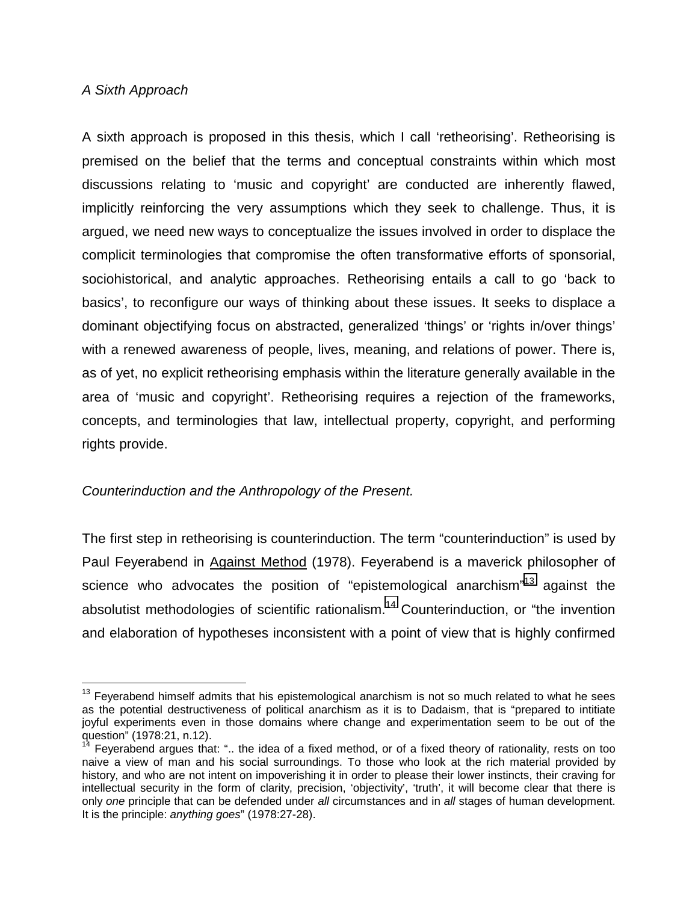*A Sixth Approach*

A sixth approach is proposed in this thesis, which I call 'retheorising'. Retheorising is premised on the belief that the terms and conceptual constraints within which most discussions relating to 'music and copyright' are conducted are inherently flawed, implicitly reinforcing the very assumptions which they seek to challenge. Thus, it is argued, we need new ways to conceptualize the issues involved in order to displace the complicit terminologies that compromise the often transformative efforts of sponsorial, sociohistorical, and analytic approaches. Retheorising entails a call to go 'back to basics', to reconfigure our ways of thinking about these issues. It seeks to displace a dominant objectifying focus on abstracted, generalized 'things' or 'rights in/over things' with a renewed awareness of people, lives, meaning, and relations of power. There is, as of yet, no explicit retheorising emphasis within the literature generally available in the area of 'music and copyright'. Retheorising requires a rejection of the frameworks, concepts, and terminologies that law, intellectual property, copyright, and performing rights provide.

*Counterinduction and the Anthropology of the Present.*

The first step in retheorising is counterinduction. The term "counterinduction" is used by Paul Feyerabend in Against Method (1978). Feyerabend is a maverick philosopher of science who advocates the position of "epistemological anarchism"[13] against the absolutist methodologies of scientific rationalism.[14] Counterinduction, or "the invention and elaboration of hypotheses inconsistent with a point of view that is highly confirmed

---

[13] Feyerabend himself admits that his epistemological anarchism is not so much related to what he sees as the potential destructiveness of political anarchism as it is to Dadaism, that is "prepared to intitiate joyful experiments even in those domains where change and experimentation seem to be out of the question" (1978:21, n.12).

[14] Feyerabend argues that: ".. the idea of a fixed method, or of a fixed theory of rationality, rests on too naive a view of man and his social surroundings. To those who look at the rich material provided by history, and who are not intent on impoverishing it in order to please their lower instincts, their craving for intellectual security in the form of clarity, precision, 'objectivity', 'truth', it will become clear that there is only *one* principle that can be defended under *all* circumstances and in *all* stages of human development. It is the principle: *anything goes*" (1978:27-28).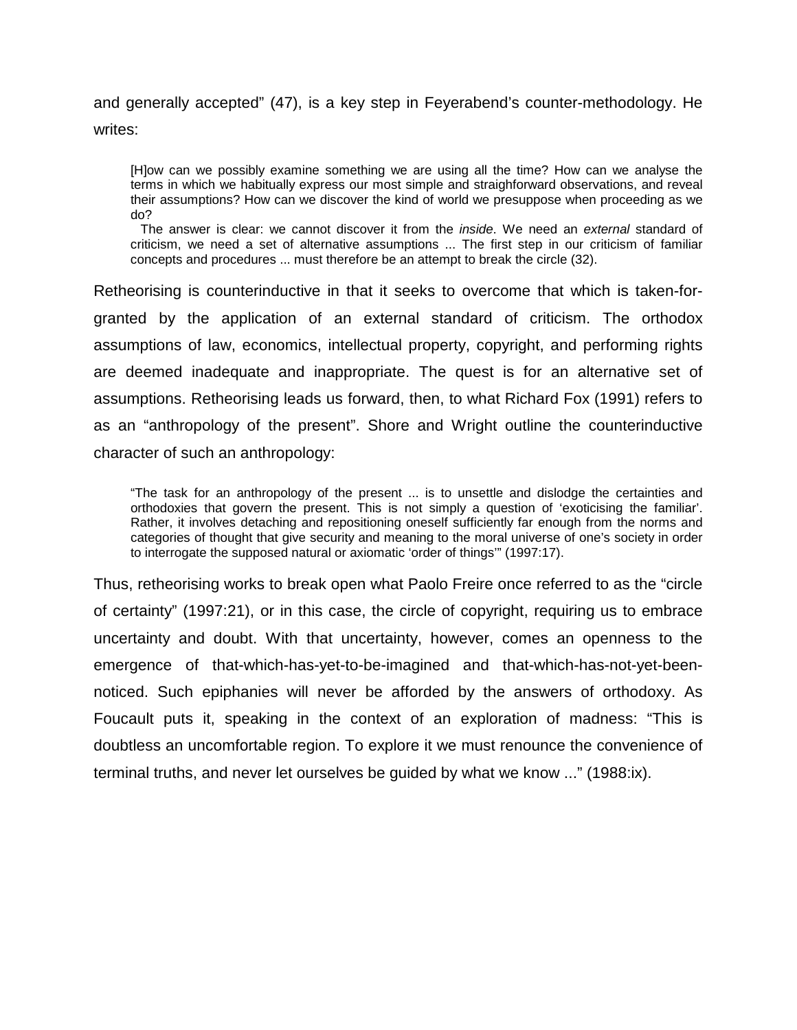and generally accepted" (47), is a key step in Feyerabend's counter-methodology. He writes:

> [H]ow can we possibly examine something we are using all the time? How can we analyse the terms in which we habitually express our most simple and straighforward observations, and reveal their assumptions? How can we discover the kind of world we presuppose when proceeding as we do?
>
> The answer is clear: we cannot discover it from the *inside*. We need an *external* standard of criticism, we need a set of alternative assumptions ... The first step in our criticism of familiar concepts and procedures ... must therefore be an attempt to break the circle (32).

Retheorising is counterinductive in that it seeks to overcome that which is taken-for-granted by the application of an external standard of criticism. The orthodox assumptions of law, economics, intellectual property, copyright, and performing rights are deemed inadequate and inappropriate. The quest is for an alternative set of assumptions. Retheorising leads us forward, then, to what Richard Fox (1991) refers to as an "anthropology of the present". Shore and Wright outline the counterinductive character of such an anthropology:

> "The task for an anthropology of the present ... is to unsettle and dislodge the certainties and orthodoxies that govern the present. This is not simply a question of 'exoticising the familiar'. Rather, it involves detaching and repositioning oneself sufficiently far enough from the norms and categories of thought that give security and meaning to the moral universe of one's society in order to interrogate the supposed natural or axiomatic 'order of things'" (1997:17).

Thus, retheorising works to break open what Paolo Freire once referred to as the "circle of certainty" (1997:21), or in this case, the circle of copyright, requiring us to embrace uncertainty and doubt. With that uncertainty, however, comes an openness to the emergence of that-which-has-yet-to-be-imagined and that-which-has-not-yet-been-noticed. Such epiphanies will never be afforded by the answers of orthodoxy. As Foucault puts it, speaking in the context of an exploration of madness: "This is doubtless an uncomfortable region. To explore it we must renounce the convenience of terminal truths, and never let ourselves be guided by what we know ..." (1988:ix).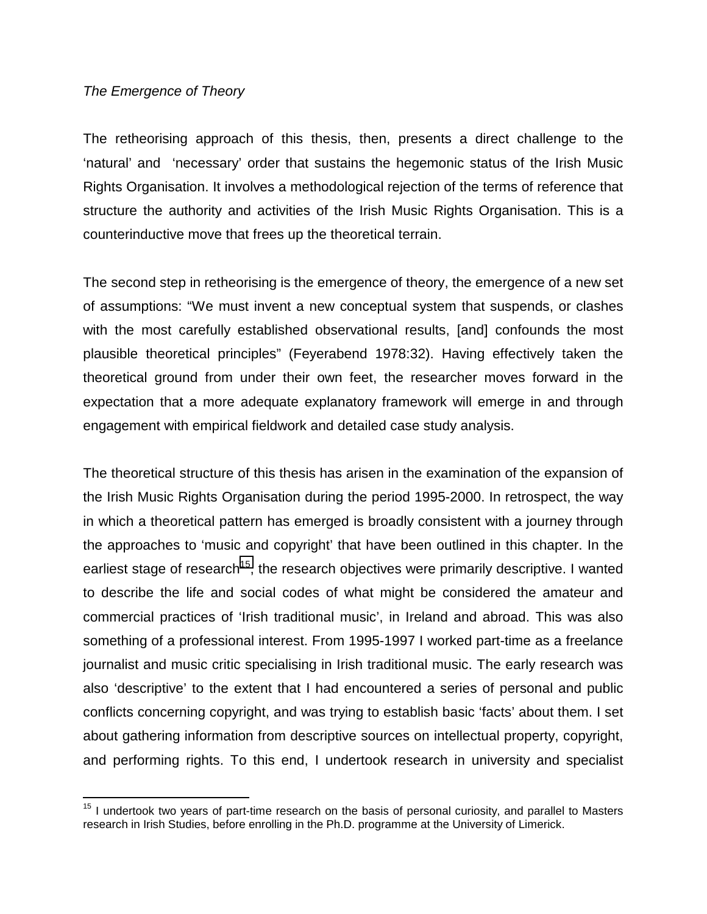*The Emergence of Theory*

The retheorising approach of this thesis, then, presents a direct challenge to the 'natural' and 'necessary' order that sustains the hegemonic status of the Irish Music Rights Organisation. It involves a methodological rejection of the terms of reference that structure the authority and activities of the Irish Music Rights Organisation. This is a counterinductive move that frees up the theoretical terrain.

The second step in retheorising is the emergence of theory, the emergence of a new set of assumptions: "We must invent a new conceptual system that suspends, or clashes with the most carefully established observational results, [and] confounds the most plausible theoretical principles" (Feyerabend 1978:32). Having effectively taken the theoretical ground from under their own feet, the researcher moves forward in the expectation that a more adequate explanatory framework will emerge in and through engagement with empirical fieldwork and detailed case study analysis.

The theoretical structure of this thesis has arisen in the examination of the expansion of the Irish Music Rights Organisation during the period 1995-2000. In retrospect, the way in which a theoretical pattern has emerged is broadly consistent with a journey through the approaches to 'music and copyright' that have been outlined in this chapter. In the earliest stage of research[15], the research objectives were primarily descriptive. I wanted to describe the life and social codes of what might be considered the amateur and commercial practices of 'Irish traditional music', in Ireland and abroad. This was also something of a professional interest. From 1995-1997 I worked part-time as a freelance journalist and music critic specialising in Irish traditional music. The early research was also 'descriptive' to the extent that I had encountered a series of personal and public conflicts concerning copyright, and was trying to establish basic 'facts' about them. I set about gathering information from descriptive sources on intellectual property, copyright, and performing rights. To this end, I undertook research in university and specialist

[15] I undertook two years of part-time research on the basis of personal curiosity, and parallel to Masters research in Irish Studies, before enrolling in the Ph.D. programme at the University of Limerick.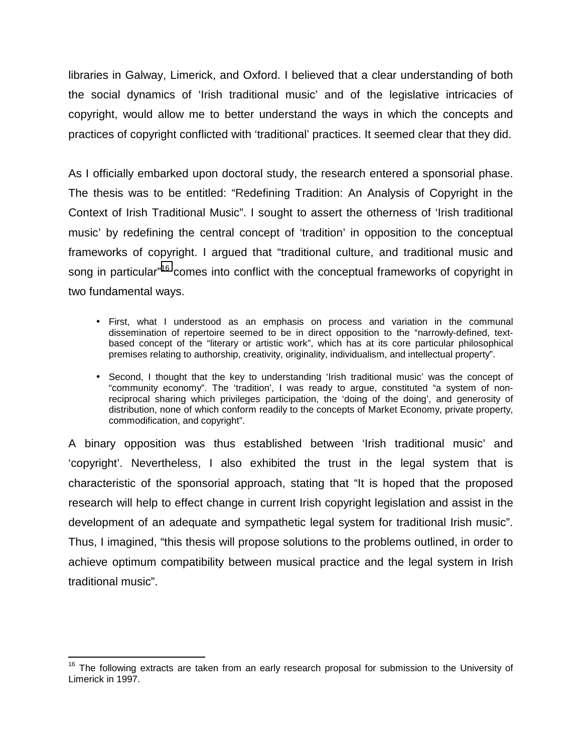libraries in Galway, Limerick, and Oxford. I believed that a clear understanding of both the social dynamics of 'Irish traditional music' and of the legislative intricacies of copyright, would allow me to better understand the ways in which the concepts and practices of copyright conflicted with 'traditional' practices. It seemed clear that they did.

As I officially embarked upon doctoral study, the research entered a sponsorial phase. The thesis was to be entitled: "Redefining Tradition: An Analysis of Copyright in the Context of Irish Traditional Music". I sought to assert the otherness of 'Irish traditional music' by redefining the central concept of 'tradition' in opposition to the conceptual frameworks of copyright. I argued that "traditional culture, and traditional music and song in particular"[16] comes into conflict with the conceptual frameworks of copyright in two fundamental ways.

- First, what I understood as an emphasis on process and variation in the communal dissemination of repertoire seemed to be in direct opposition to the "narrowly-defined, text-based concept of the "literary or artistic work", which has at its core particular philosophical premises relating to authorship, creativity, originality, individualism, and intellectual property".
- Second, I thought that the key to understanding 'Irish traditional music' was the concept of "community economy". The 'tradition', I was ready to argue, constituted "a system of non-reciprocal sharing which privileges participation, the 'doing of the doing', and generosity of distribution, none of which conform readily to the concepts of Market Economy, private property, commodification, and copyright".

A binary opposition was thus established between 'Irish traditional music' and 'copyright'. Nevertheless, I also exhibited the trust in the legal system that is characteristic of the sponsorial approach, stating that "It is hoped that the proposed research will help to effect change in current Irish copyright legislation and assist in the development of an adequate and sympathetic legal system for traditional Irish music". Thus, I imagined, "this thesis will propose solutions to the problems outlined, in order to achieve optimum compatibility between musical practice and the legal system in Irish traditional music".

---

[16] The following extracts are taken from an early research proposal for submission to the University of Limerick in 1997.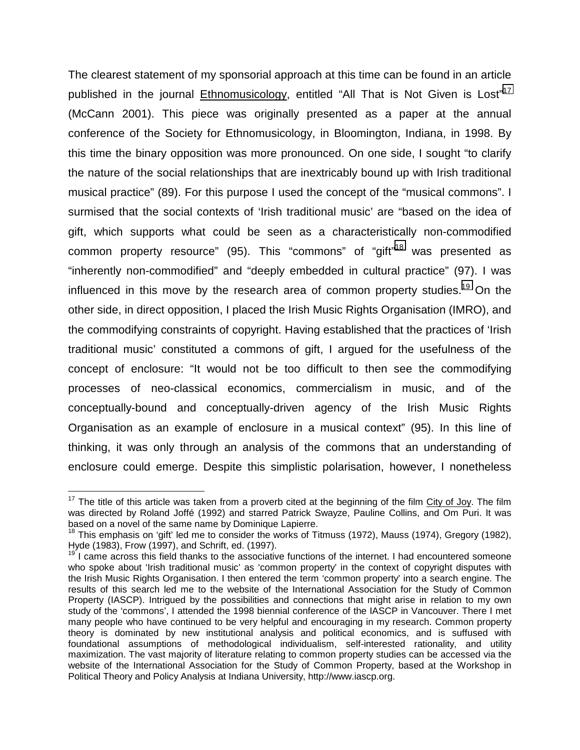The clearest statement of my sponsorial approach at this time can be found in an article published in the journal Ethnomusicology, entitled "All That is Not Given is Lost"[17] (McCann 2001). This piece was originally presented as a paper at the annual conference of the Society for Ethnomusicology, in Bloomington, Indiana, in 1998. By this time the binary opposition was more pronounced. On one side, I sought "to clarify the nature of the social relationships that are inextricably bound up with Irish traditional musical practice" (89). For this purpose I used the concept of the "musical commons". I surmised that the social contexts of 'Irish traditional music' are "based on the idea of gift, which supports what could be seen as a characteristically non-commodified common property resource" (95). This "commons" of "gift"[18] was presented as "inherently non-commodified" and "deeply embedded in cultural practice" (97). I was influenced in this move by the research area of common property studies.[19] On the other side, in direct opposition, I placed the Irish Music Rights Organisation (IMRO), and the commodifying constraints of copyright. Having established that the practices of 'Irish traditional music' constituted a commons of gift, I argued for the usefulness of the concept of enclosure: "It would not be too difficult to then see the commodifying processes of neo-classical economics, commercialism in music, and of the conceptually-bound and conceptually-driven agency of the Irish Music Rights Organisation as an example of enclosure in a musical context" (95). In this line of thinking, it was only through an analysis of the commons that an understanding of enclosure could emerge. Despite this simplistic polarisation, however, I nonetheless

---

[17] The title of this article was taken from a proverb cited at the beginning of the film City of Joy. The film was directed by Roland Joffé (1992) and starred Patrick Swayze, Pauline Collins, and Om Puri. It was based on a novel of the same name by Dominique Lapierre.

[18] This emphasis on 'gift' led me to consider the works of Titmuss (1972), Mauss (1974), Gregory (1982), Hyde (1983), Frow (1997), and Schrift, ed. (1997).

[19] I came across this field thanks to the associative functions of the internet. I had encountered someone who spoke about 'Irish traditional music' as 'common property' in the context of copyright disputes with the Irish Music Rights Organisation. I then entered the term 'common property' into a search engine. The results of this search led me to the website of the International Association for the Study of Common Property (IASCP). Intrigued by the possibilities and connections that might arise in relation to my own study of the 'commons', I attended the 1998 biennial conference of the IASCP in Vancouver. There I met many people who have continued to be very helpful and encouraging in my research. Common property theory is dominated by new institutional analysis and political economics, and is suffused with foundational assumptions of methodological individualism, self-interested rationality, and utility maximization. The vast majority of literature relating to common property studies can be accessed via the website of the International Association for the Study of Common Property, based at the Workshop in Political Theory and Policy Analysis at Indiana University, http://www.iascp.org.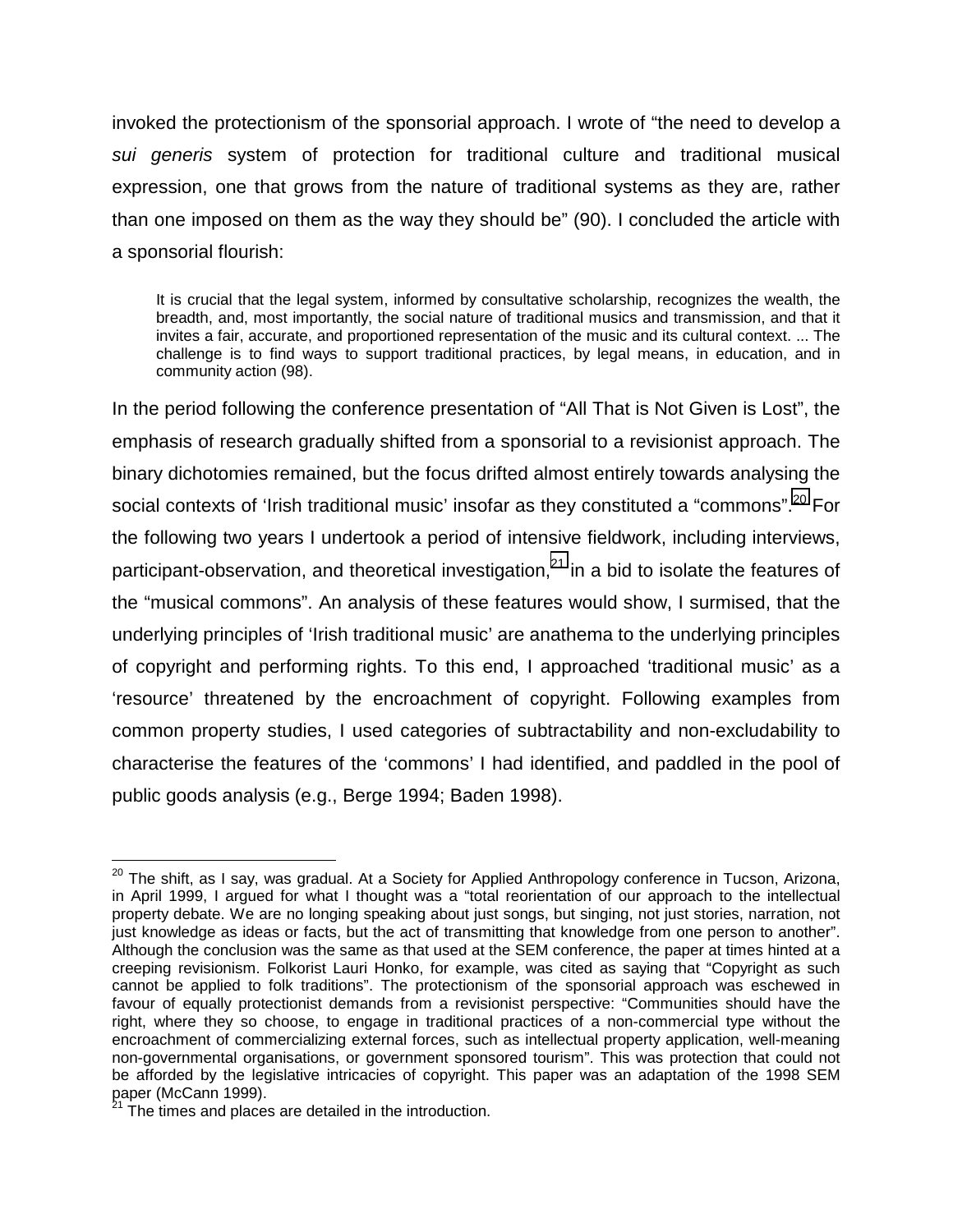invoked the protectionism of the sponsorial approach. I wrote of "the need to develop a *sui generis* system of protection for traditional culture and traditional musical expression, one that grows from the nature of traditional systems as they are, rather than one imposed on them as the way they should be" (90). I concluded the article with a sponsorial flourish:

> It is crucial that the legal system, informed by consultative scholarship, recognizes the wealth, the breadth, and, most importantly, the social nature of traditional musics and transmission, and that it invites a fair, accurate, and proportioned representation of the music and its cultural context. ... The challenge is to find ways to support traditional practices, by legal means, in education, and in community action (98).

In the period following the conference presentation of "All That is Not Given is Lost", the emphasis of research gradually shifted from a sponsorial to a revisionist approach. The binary dichotomies remained, but the focus drifted almost entirely towards analysing the social contexts of 'Irish traditional music' insofar as they constituted a "commons".[20] For the following two years I undertook a period of intensive fieldwork, including interviews, participant-observation, and theoretical investigation,[21] in a bid to isolate the features of the "musical commons". An analysis of these features would show, I surmised, that the underlying principles of 'Irish traditional music' are anathema to the underlying principles of copyright and performing rights. To this end, I approached 'traditional music' as a 'resource' threatened by the encroachment of copyright. Following examples from common property studies, I used categories of subtractability and non-excludability to characterise the features of the 'commons' I had identified, and paddled in the pool of public goods analysis (e.g., Berge 1994; Baden 1998).

---

[20] The shift, as I say, was gradual. At a Society for Applied Anthropology conference in Tucson, Arizona, in April 1999, I argued for what I thought was a "total reorientation of our approach to the intellectual property debate. We are no longing speaking about just songs, but singing, not just stories, narration, not just knowledge as ideas or facts, but the act of transmitting that knowledge from one person to another". Although the conclusion was the same as that used at the SEM conference, the paper at times hinted at a creeping revisionism. Folkorist Lauri Honko, for example, was cited as saying that "Copyright as such cannot be applied to folk traditions". The protectionism of the sponsorial approach was eschewed in favour of equally protectionist demands from a revisionist perspective: "Communities should have the right, where they so choose, to engage in traditional practices of a non-commercial type without the encroachment of commercializing external forces, such as intellectual property application, well-meaning non-governmental organisations, or government sponsored tourism". This was protection that could not be afforded by the legislative intricacies of copyright. This paper was an adaptation of the 1998 SEM paper (McCann 1999).

[21] The times and places are detailed in the introduction.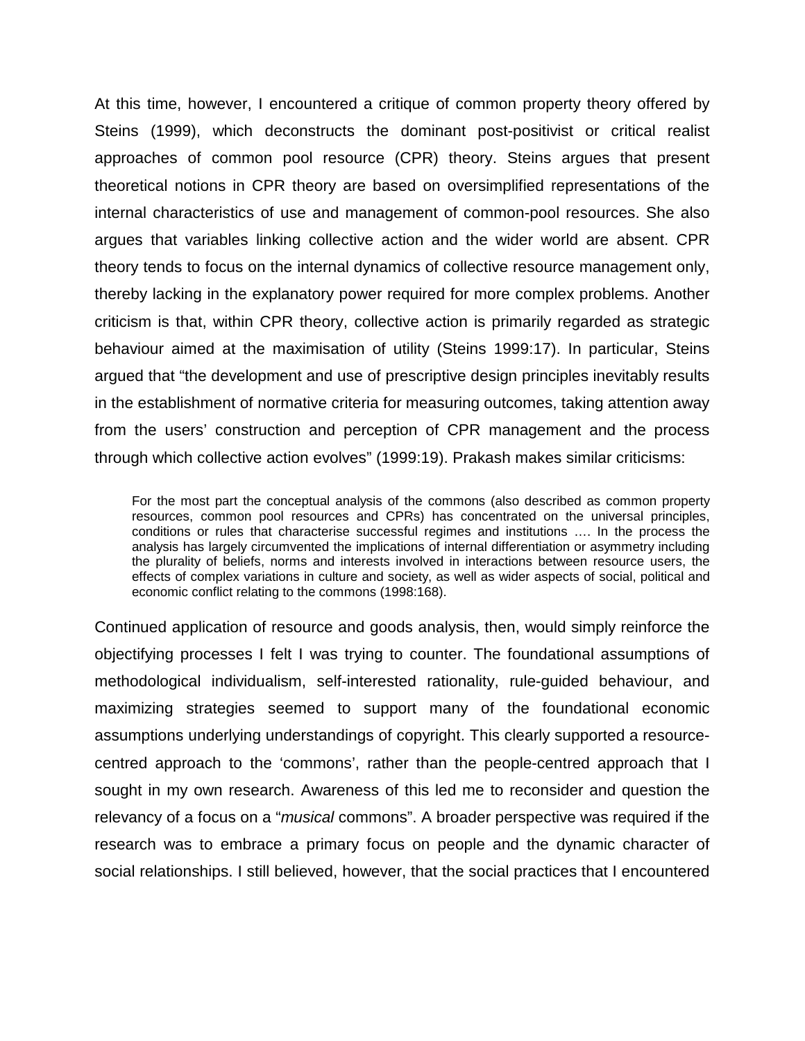At this time, however, I encountered a critique of common property theory offered by Steins (1999), which deconstructs the dominant post-positivist or critical realist approaches of common pool resource (CPR) theory. Steins argues that present theoretical notions in CPR theory are based on oversimplified representations of the internal characteristics of use and management of common-pool resources. She also argues that variables linking collective action and the wider world are absent. CPR theory tends to focus on the internal dynamics of collective resource management only, thereby lacking in the explanatory power required for more complex problems. Another criticism is that, within CPR theory, collective action is primarily regarded as strategic behaviour aimed at the maximisation of utility (Steins 1999:17). In particular, Steins argued that "the development and use of prescriptive design principles inevitably results in the establishment of normative criteria for measuring outcomes, taking attention away from the users' construction and perception of CPR management and the process through which collective action evolves" (1999:19). Prakash makes similar criticisms:

> For the most part the conceptual analysis of the commons (also described as common property resources, common pool resources and CPRs) has concentrated on the universal principles, conditions or rules that characterise successful regimes and institutions …. In the process the analysis has largely circumvented the implications of internal differentiation or asymmetry including the plurality of beliefs, norms and interests involved in interactions between resource users, the effects of complex variations in culture and society, as well as wider aspects of social, political and economic conflict relating to the commons (1998:168).

Continued application of resource and goods analysis, then, would simply reinforce the objectifying processes I felt I was trying to counter. The foundational assumptions of methodological individualism, self-interested rationality, rule-guided behaviour, and maximizing strategies seemed to support many of the foundational economic assumptions underlying understandings of copyright. This clearly supported a resource-centred approach to the 'commons', rather than the people-centred approach that I sought in my own research. Awareness of this led me to reconsider and question the relevancy of a focus on a "*musical* commons". A broader perspective was required if the research was to embrace a primary focus on people and the dynamic character of social relationships. I still believed, however, that the social practices that I encountered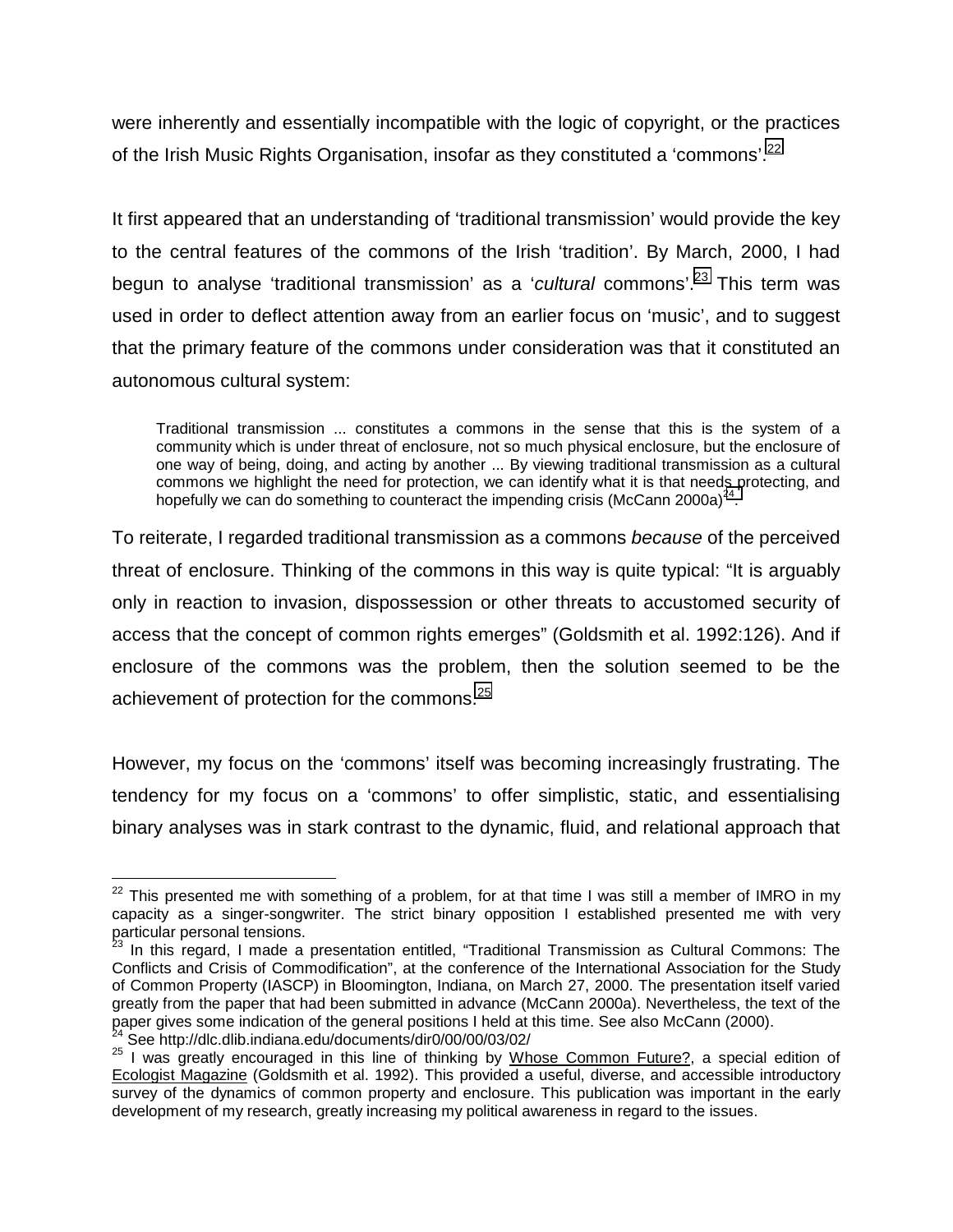were inherently and essentially incompatible with the logic of copyright, or the practices of the Irish Music Rights Organisation, insofar as they constituted a 'commons'.[22]

It first appeared that an understanding of 'traditional transmission' would provide the key to the central features of the commons of the Irish 'tradition'. By March, 2000, I had begun to analyse 'traditional transmission' as a '*cultural* commons'.[23] This term was used in order to deflect attention away from an earlier focus on 'music', and to suggest that the primary feature of the commons under consideration was that it constituted an autonomous cultural system:

> Traditional transmission ... constitutes a commons in the sense that this is the system of a community which is under threat of enclosure, not so much physical enclosure, but the enclosure of one way of being, doing, and acting by another ... By viewing traditional transmission as a cultural commons we highlight the need for protection, we can identify what it is that needs protecting, and hopefully we can do something to counteract the impending crisis (McCann 2000a)[24].

To reiterate, I regarded traditional transmission as a commons *because* of the perceived threat of enclosure. Thinking of the commons in this way is quite typical: "It is arguably only in reaction to invasion, dispossession or other threats to accustomed security of access that the concept of common rights emerges" (Goldsmith et al. 1992:126). And if enclosure of the commons was the problem, then the solution seemed to be the achievement of protection for the commons.[25]

However, my focus on the 'commons' itself was becoming increasingly frustrating. The tendency for my focus on a 'commons' to offer simplistic, static, and essentialising binary analyses was in stark contrast to the dynamic, fluid, and relational approach that

---

[22] This presented me with something of a problem, for at that time I was still a member of IMRO in my capacity as a singer-songwriter. The strict binary opposition I established presented me with very particular personal tensions.

[23] In this regard, I made a presentation entitled, "Traditional Transmission as Cultural Commons: The Conflicts and Crisis of Commodification", at the conference of the International Association for the Study of Common Property (IASCP) in Bloomington, Indiana, on March 27, 2000. The presentation itself varied greatly from the paper that had been submitted in advance (McCann 2000a). Nevertheless, the text of the paper gives some indication of the general positions I held at this time. See also McCann (2000).

[24] See http://dlc.dlib.indiana.edu/documents/dir0/00/00/03/02/

[25] I was greatly encouraged in this line of thinking by Whose Common Future?, a special edition of Ecologist Magazine (Goldsmith et al. 1992). This provided a useful, diverse, and accessible introductory survey of the dynamics of common property and enclosure. This publication was important in the early development of my research, greatly increasing my political awareness in regard to the issues.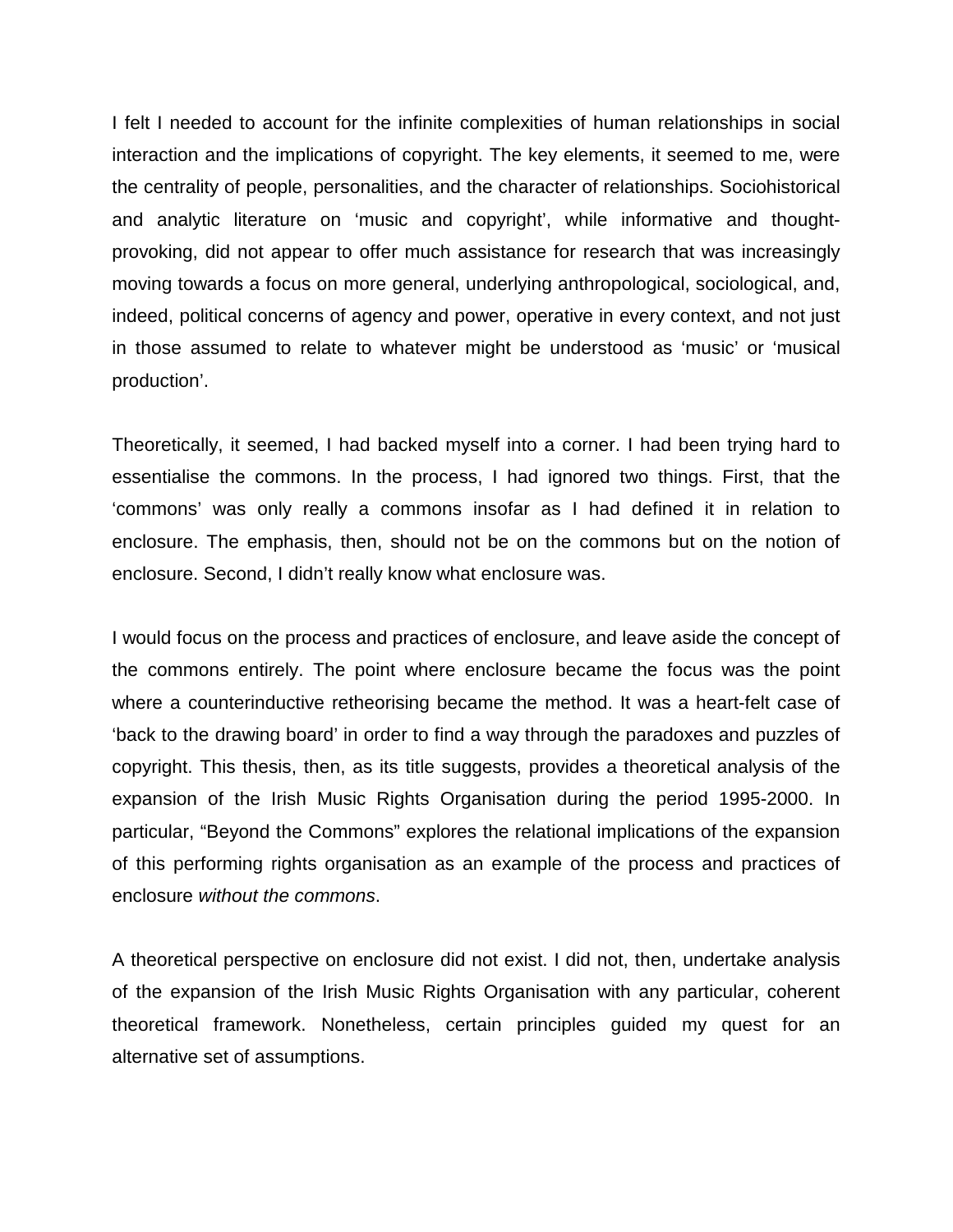I felt I needed to account for the infinite complexities of human relationships in social interaction and the implications of copyright. The key elements, it seemed to me, were the centrality of people, personalities, and the character of relationships. Sociohistorical and analytic literature on 'music and copyright', while informative and thought-provoking, did not appear to offer much assistance for research that was increasingly moving towards a focus on more general, underlying anthropological, sociological, and, indeed, political concerns of agency and power, operative in every context, and not just in those assumed to relate to whatever might be understood as 'music' or 'musical production'.

Theoretically, it seemed, I had backed myself into a corner. I had been trying hard to essentialise the commons. In the process, I had ignored two things. First, that the 'commons' was only really a commons insofar as I had defined it in relation to enclosure. The emphasis, then, should not be on the commons but on the notion of enclosure. Second, I didn't really know what enclosure was.

I would focus on the process and practices of enclosure, and leave aside the concept of the commons entirely. The point where enclosure became the focus was the point where a counterinductive retheorising became the method. It was a heart-felt case of 'back to the drawing board' in order to find a way through the paradoxes and puzzles of copyright. This thesis, then, as its title suggests, provides a theoretical analysis of the expansion of the Irish Music Rights Organisation during the period 1995-2000. In particular, "Beyond the Commons" explores the relational implications of the expansion of this performing rights organisation as an example of the process and practices of enclosure *without the commons*.

A theoretical perspective on enclosure did not exist. I did not, then, undertake analysis of the expansion of the Irish Music Rights Organisation with any particular, coherent theoretical framework. Nonetheless, certain principles guided my quest for an alternative set of assumptions.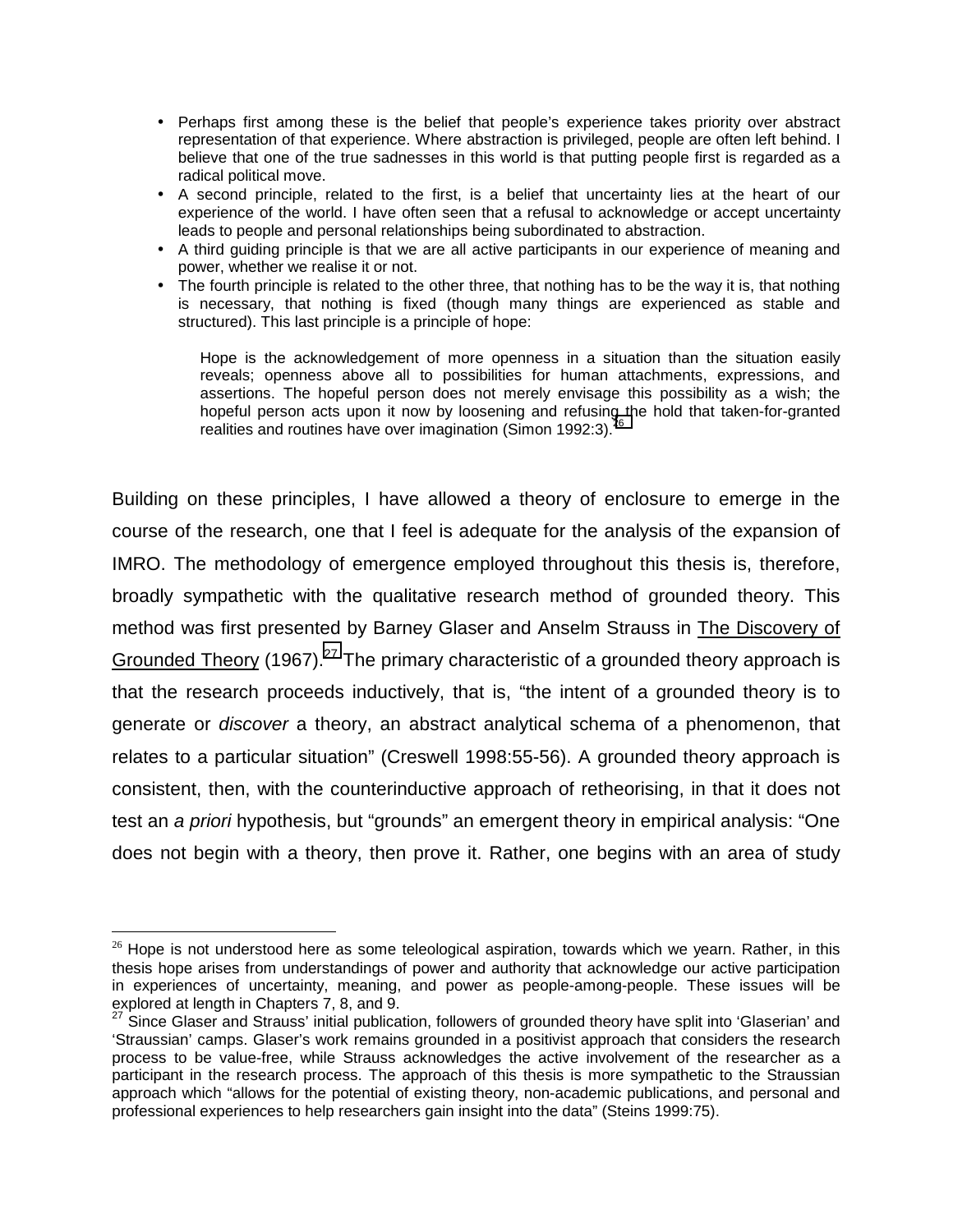- Perhaps first among these is the belief that people's experience takes priority over abstract representation of that experience. Where abstraction is privileged, people are often left behind. I believe that one of the true sadnesses in this world is that putting people first is regarded as a radical political move.
- A second principle, related to the first, is a belief that uncertainty lies at the heart of our experience of the world. I have often seen that a refusal to acknowledge or accept uncertainty leads to people and personal relationships being subordinated to abstraction.
- A third guiding principle is that we are all active participants in our experience of meaning and power, whether we realise it or not.
- The fourth principle is related to the other three, that nothing has to be the way it is, that nothing is necessary, that nothing is fixed (though many things are experienced as stable and structured). This last principle is a principle of hope:

> Hope is the acknowledgement of more openness in a situation than the situation easily reveals; openness above all to possibilities for human attachments, expressions, and assertions. The hopeful person does not merely envisage this possibility as a wish; the hopeful person acts upon it now by loosening and refusing the hold that taken-for-granted realities and routines have over imagination (Simon 1992:3).[26]

Building on these principles, I have allowed a theory of enclosure to emerge in the course of the research, one that I feel is adequate for the analysis of the expansion of IMRO. The methodology of emergence employed throughout this thesis is, therefore, broadly sympathetic with the qualitative research method of grounded theory. This method was first presented by Barney Glaser and Anselm Strauss in The Discovery of Grounded Theory (1967).[27] The primary characteristic of a grounded theory approach is that the research proceeds inductively, that is, "the intent of a grounded theory is to generate or *discover* a theory, an abstract analytical schema of a phenomenon, that relates to a particular situation" (Creswell 1998:55-56). A grounded theory approach is consistent, then, with the counterinductive approach of retheorising, in that it does not test an *a priori* hypothesis, but "grounds" an emergent theory in empirical analysis: "One does not begin with a theory, then prove it. Rather, one begins with an area of study

---

[26] Hope is not understood here as some teleological aspiration, towards which we yearn. Rather, in this thesis hope arises from understandings of power and authority that acknowledge our active participation in experiences of uncertainty, meaning, and power as people-among-people. These issues will be explored at length in Chapters 7, 8, and 9.

[27] Since Glaser and Strauss' initial publication, followers of grounded theory have split into 'Glaserian' and 'Straussian' camps. Glaser's work remains grounded in a positivist approach that considers the research process to be value-free, while Strauss acknowledges the active involvement of the researcher as a participant in the research process. The approach of this thesis is more sympathetic to the Straussian approach which "allows for the potential of existing theory, non-academic publications, and personal and professional experiences to help researchers gain insight into the data" (Steins 1999:75).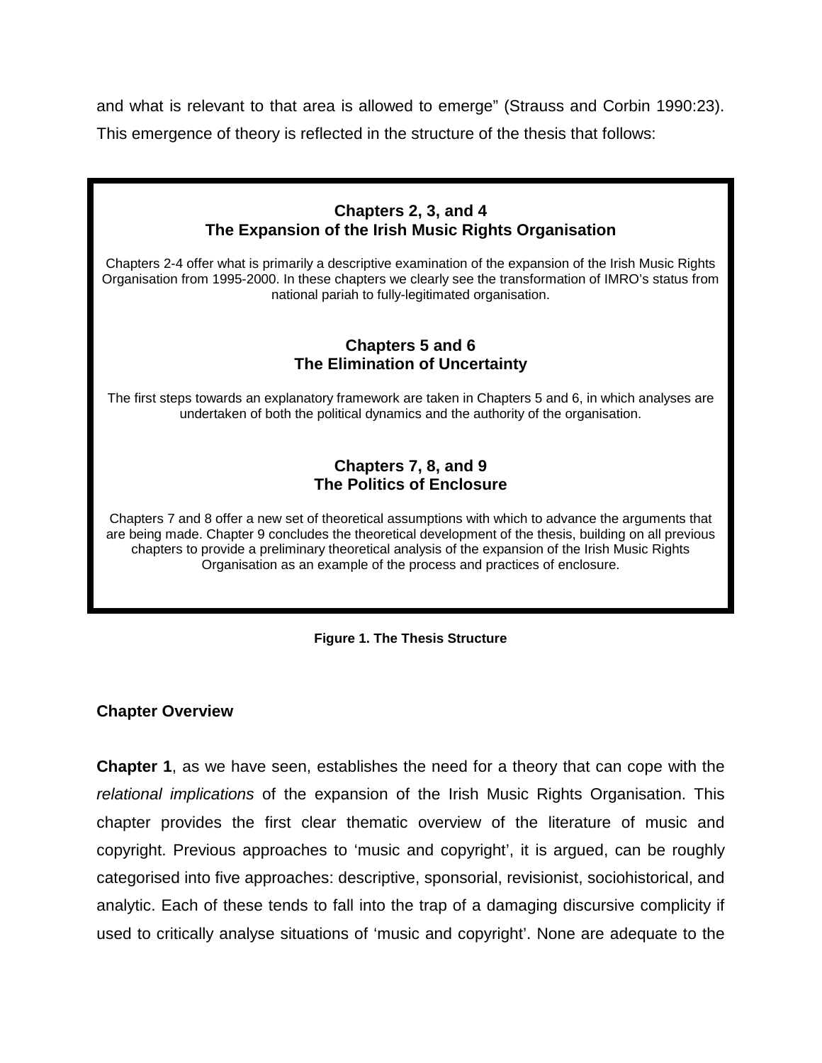and what is relevant to that area is allowed to emerge" (Strauss and Corbin 1990:23). This emergence of theory is reflected in the structure of the thesis that follows:

**Chapters 2, 3, and 4**
**The Expansion of the Irish Music Rights Organisation**

Chapters 2-4 offer what is primarily a descriptive examination of the expansion of the Irish Music Rights Organisation from 1995-2000. In these chapters we clearly see the transformation of IMRO's status from national pariah to fully-legitimated organisation.

**Chapters 5 and 6**
**The Elimination of Uncertainty**

The first steps towards an explanatory framework are taken in Chapters 5 and 6, in which analyses are undertaken of both the political dynamics and the authority of the organisation.

**Chapters 7, 8, and 9**
**The Politics of Enclosure**

Chapters 7 and 8 offer a new set of theoretical assumptions with which to advance the arguments that are being made. Chapter 9 concludes the theoretical development of the thesis, building on all previous chapters to provide a preliminary theoretical analysis of the expansion of the Irish Music Rights Organisation as an example of the process and practices of enclosure.

**Figure 1. The Thesis Structure**

### Chapter Overview

**Chapter 1**, as we have seen, establishes the need for a theory that can cope with the *relational implications* of the expansion of the Irish Music Rights Organisation. This chapter provides the first clear thematic overview of the literature of music and copyright. Previous approaches to 'music and copyright', it is argued, can be roughly categorised into five approaches: descriptive, sponsorial, revisionist, sociohistorical, and analytic. Each of these tends to fall into the trap of a damaging discursive complicity if used to critically analyse situations of 'music and copyright'. None are adequate to the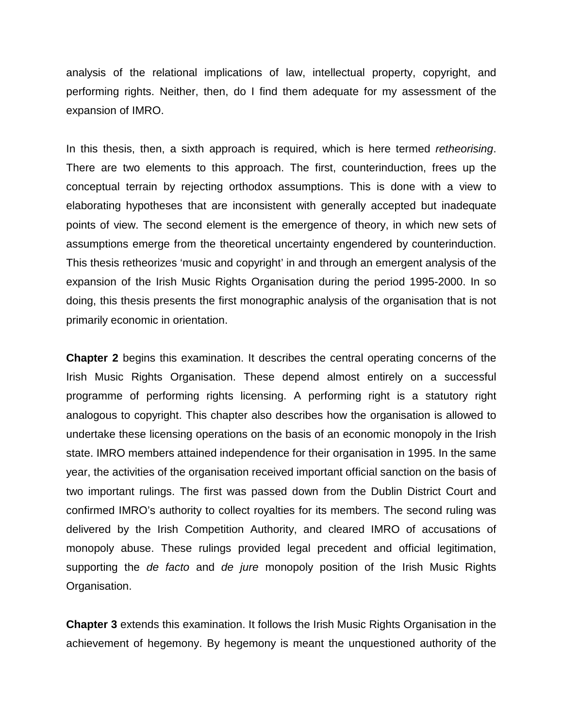analysis of the relational implications of law, intellectual property, copyright, and performing rights. Neither, then, do I find them adequate for my assessment of the expansion of IMRO.

In this thesis, then, a sixth approach is required, which is here termed *retheorising*. There are two elements to this approach. The first, counterinduction, frees up the conceptual terrain by rejecting orthodox assumptions. This is done with a view to elaborating hypotheses that are inconsistent with generally accepted but inadequate points of view. The second element is the emergence of theory, in which new sets of assumptions emerge from the theoretical uncertainty engendered by counterinduction. This thesis retheorizes 'music and copyright' in and through an emergent analysis of the expansion of the Irish Music Rights Organisation during the period 1995-2000. In so doing, this thesis presents the first monographic analysis of the organisation that is not primarily economic in orientation.

**Chapter 2** begins this examination. It describes the central operating concerns of the Irish Music Rights Organisation. These depend almost entirely on a successful programme of performing rights licensing. A performing right is a statutory right analogous to copyright. This chapter also describes how the organisation is allowed to undertake these licensing operations on the basis of an economic monopoly in the Irish state. IMRO members attained independence for their organisation in 1995. In the same year, the activities of the organisation received important official sanction on the basis of two important rulings. The first was passed down from the Dublin District Court and confirmed IMRO's authority to collect royalties for its members. The second ruling was delivered by the Irish Competition Authority, and cleared IMRO of accusations of monopoly abuse. These rulings provided legal precedent and official legitimation, supporting the *de facto* and *de jure* monopoly position of the Irish Music Rights Organisation.

**Chapter 3** extends this examination. It follows the Irish Music Rights Organisation in the achievement of hegemony. By hegemony is meant the unquestioned authority of the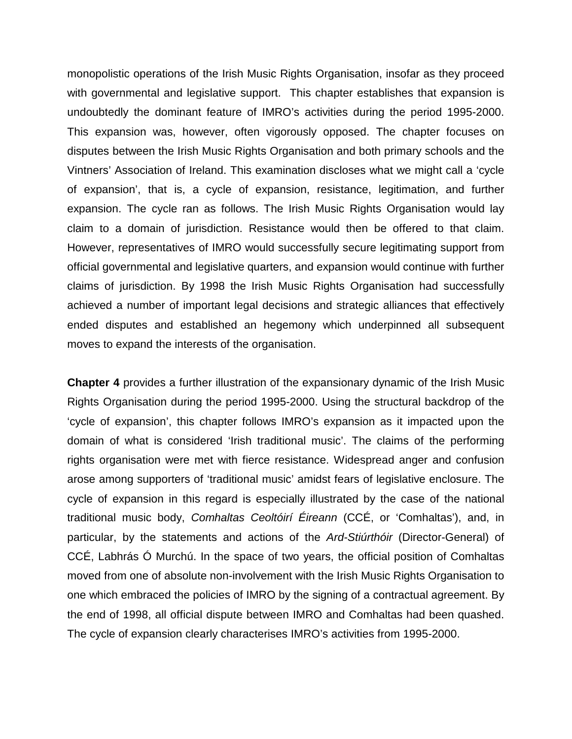monopolistic operations of the Irish Music Rights Organisation, insofar as they proceed with governmental and legislative support. This chapter establishes that expansion is undoubtedly the dominant feature of IMRO's activities during the period 1995-2000. This expansion was, however, often vigorously opposed. The chapter focuses on disputes between the Irish Music Rights Organisation and both primary schools and the Vintners' Association of Ireland. This examination discloses what we might call a 'cycle of expansion', that is, a cycle of expansion, resistance, legitimation, and further expansion. The cycle ran as follows. The Irish Music Rights Organisation would lay claim to a domain of jurisdiction. Resistance would then be offered to that claim. However, representatives of IMRO would successfully secure legitimating support from official governmental and legislative quarters, and expansion would continue with further claims of jurisdiction. By 1998 the Irish Music Rights Organisation had successfully achieved a number of important legal decisions and strategic alliances that effectively ended disputes and established an hegemony which underpinned all subsequent moves to expand the interests of the organisation.

**Chapter 4** provides a further illustration of the expansionary dynamic of the Irish Music Rights Organisation during the period 1995-2000. Using the structural backdrop of the 'cycle of expansion', this chapter follows IMRO's expansion as it impacted upon the domain of what is considered 'Irish traditional music'. The claims of the performing rights organisation were met with fierce resistance. Widespread anger and confusion arose among supporters of 'traditional music' amidst fears of legislative enclosure. The cycle of expansion in this regard is especially illustrated by the case of the national traditional music body, *Comhaltas Ceoltóirí Éireann* (CCÉ, or 'Comhaltas'), and, in particular, by the statements and actions of the *Ard-Stiúrthóir* (Director-General) of CCÉ, Labhrás Ó Murchú. In the space of two years, the official position of Comhaltas moved from one of absolute non-involvement with the Irish Music Rights Organisation to one which embraced the policies of IMRO by the signing of a contractual agreement. By the end of 1998, all official dispute between IMRO and Comhaltas had been quashed. The cycle of expansion clearly characterises IMRO's activities from 1995-2000.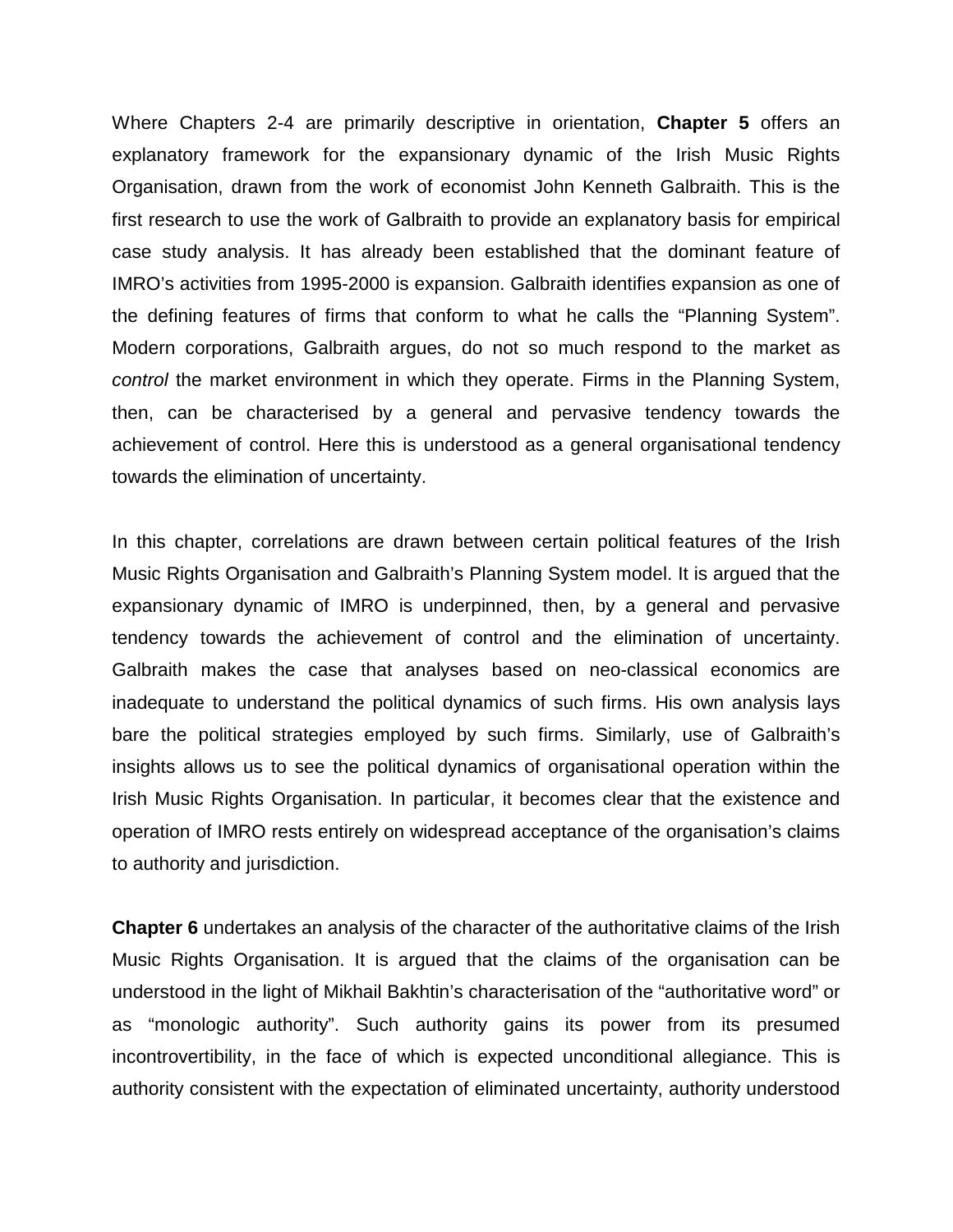Where Chapters 2-4 are primarily descriptive in orientation, **Chapter 5** offers an explanatory framework for the expansionary dynamic of the Irish Music Rights Organisation, drawn from the work of economist John Kenneth Galbraith. This is the first research to use the work of Galbraith to provide an explanatory basis for empirical case study analysis. It has already been established that the dominant feature of IMRO's activities from 1995-2000 is expansion. Galbraith identifies expansion as one of the defining features of firms that conform to what he calls the "Planning System". Modern corporations, Galbraith argues, do not so much respond to the market as *control* the market environment in which they operate. Firms in the Planning System, then, can be characterised by a general and pervasive tendency towards the achievement of control. Here this is understood as a general organisational tendency towards the elimination of uncertainty.

In this chapter, correlations are drawn between certain political features of the Irish Music Rights Organisation and Galbraith's Planning System model. It is argued that the expansionary dynamic of IMRO is underpinned, then, by a general and pervasive tendency towards the achievement of control and the elimination of uncertainty. Galbraith makes the case that analyses based on neo-classical economics are inadequate to understand the political dynamics of such firms. His own analysis lays bare the political strategies employed by such firms. Similarly, use of Galbraith's insights allows us to see the political dynamics of organisational operation within the Irish Music Rights Organisation. In particular, it becomes clear that the existence and operation of IMRO rests entirely on widespread acceptance of the organisation's claims to authority and jurisdiction.

**Chapter 6** undertakes an analysis of the character of the authoritative claims of the Irish Music Rights Organisation. It is argued that the claims of the organisation can be understood in the light of Mikhail Bakhtin's characterisation of the "authoritative word" or as "monologic authority". Such authority gains its power from its presumed incontrovertibility, in the face of which is expected unconditional allegiance. This is authority consistent with the expectation of eliminated uncertainty, authority understood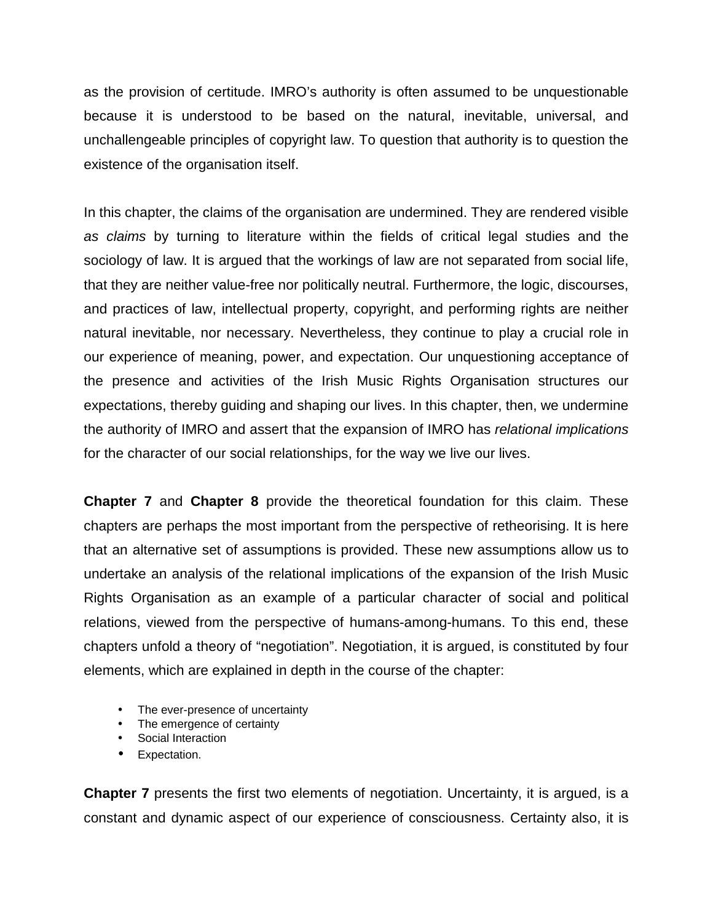as the provision of certitude. IMRO's authority is often assumed to be unquestionable because it is understood to be based on the natural, inevitable, universal, and unchallengeable principles of copyright law. To question that authority is to question the existence of the organisation itself.

In this chapter, the claims of the organisation are undermined. They are rendered visible *as claims* by turning to literature within the fields of critical legal studies and the sociology of law. It is argued that the workings of law are not separated from social life, that they are neither value-free nor politically neutral. Furthermore, the logic, discourses, and practices of law, intellectual property, copyright, and performing rights are neither natural inevitable, nor necessary. Nevertheless, they continue to play a crucial role in our experience of meaning, power, and expectation. Our unquestioning acceptance of the presence and activities of the Irish Music Rights Organisation structures our expectations, thereby guiding and shaping our lives. In this chapter, then, we undermine the authority of IMRO and assert that the expansion of IMRO has *relational implications* for the character of our social relationships, for the way we live our lives.

**Chapter 7** and **Chapter 8** provide the theoretical foundation for this claim. These chapters are perhaps the most important from the perspective of retheorising. It is here that an alternative set of assumptions is provided. These new assumptions allow us to undertake an analysis of the relational implications of the expansion of the Irish Music Rights Organisation as an example of a particular character of social and political relations, viewed from the perspective of humans-among-humans. To this end, these chapters unfold a theory of "negotiation". Negotiation, it is argued, is constituted by four elements, which are explained in depth in the course of the chapter:

- The ever-presence of uncertainty
- The emergence of certainty
- Social Interaction
- Expectation.

**Chapter 7** presents the first two elements of negotiation. Uncertainty, it is argued, is a constant and dynamic aspect of our experience of consciousness. Certainty also, it is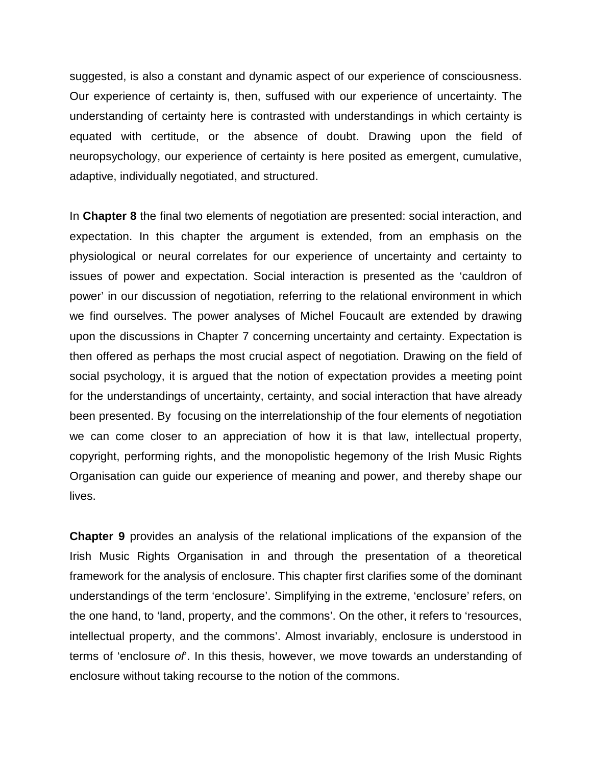suggested, is also a constant and dynamic aspect of our experience of consciousness. Our experience of certainty is, then, suffused with our experience of uncertainty. The understanding of certainty here is contrasted with understandings in which certainty is equated with certitude, or the absence of doubt. Drawing upon the field of neuropsychology, our experience of certainty is here posited as emergent, cumulative, adaptive, individually negotiated, and structured.

In **Chapter 8** the final two elements of negotiation are presented: social interaction, and expectation. In this chapter the argument is extended, from an emphasis on the physiological or neural correlates for our experience of uncertainty and certainty to issues of power and expectation. Social interaction is presented as the 'cauldron of power' in our discussion of negotiation, referring to the relational environment in which we find ourselves. The power analyses of Michel Foucault are extended by drawing upon the discussions in Chapter 7 concerning uncertainty and certainty. Expectation is then offered as perhaps the most crucial aspect of negotiation. Drawing on the field of social psychology, it is argued that the notion of expectation provides a meeting point for the understandings of uncertainty, certainty, and social interaction that have already been presented. By focusing on the interrelationship of the four elements of negotiation we can come closer to an appreciation of how it is that law, intellectual property, copyright, performing rights, and the monopolistic hegemony of the Irish Music Rights Organisation can guide our experience of meaning and power, and thereby shape our lives.

**Chapter 9** provides an analysis of the relational implications of the expansion of the Irish Music Rights Organisation in and through the presentation of a theoretical framework for the analysis of enclosure. This chapter first clarifies some of the dominant understandings of the term 'enclosure'. Simplifying in the extreme, 'enclosure' refers, on the one hand, to 'land, property, and the commons'. On the other, it refers to 'resources, intellectual property, and the commons'. Almost invariably, enclosure is understood in terms of 'enclosure *of*'. In this thesis, however, we move towards an understanding of enclosure without taking recourse to the notion of the commons.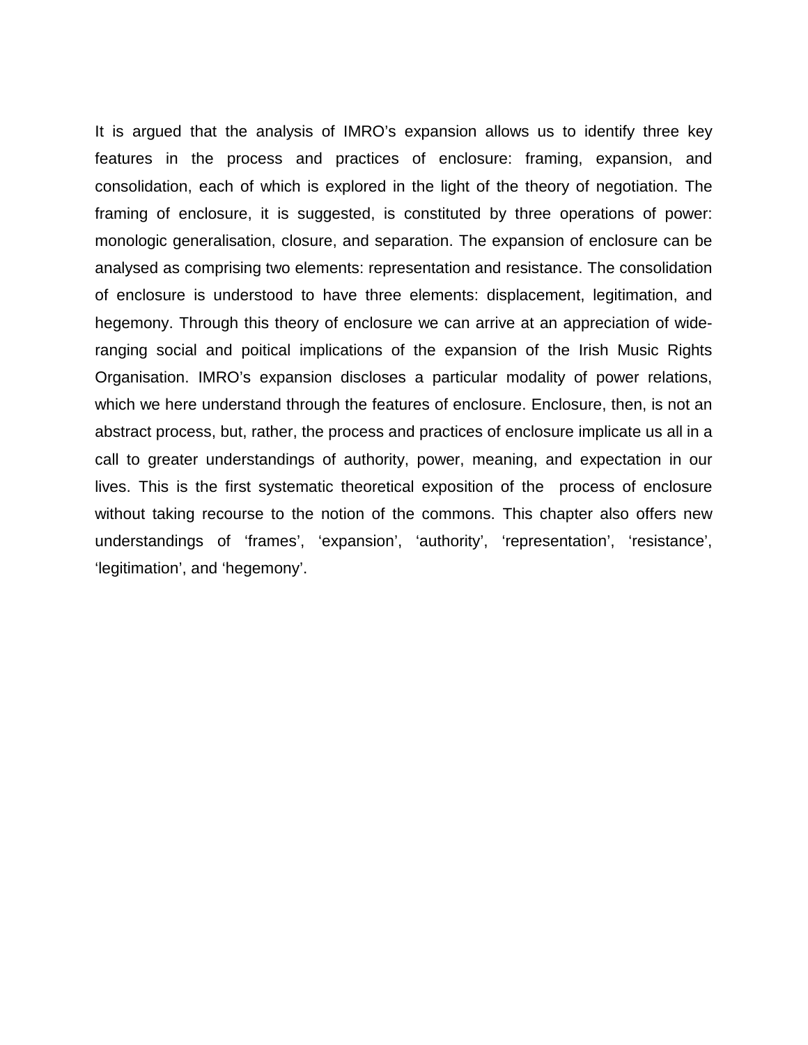It is argued that the analysis of IMRO's expansion allows us to identify three key features in the process and practices of enclosure: framing, expansion, and consolidation, each of which is explored in the light of the theory of negotiation. The framing of enclosure, it is suggested, is constituted by three operations of power: monologic generalisation, closure, and separation. The expansion of enclosure can be analysed as comprising two elements: representation and resistance. The consolidation of enclosure is understood to have three elements: displacement, legitimation, and hegemony. Through this theory of enclosure we can arrive at an appreciation of wide-ranging social and poitical implications of the expansion of the Irish Music Rights Organisation. IMRO's expansion discloses a particular modality of power relations, which we here understand through the features of enclosure. Enclosure, then, is not an abstract process, but, rather, the process and practices of enclosure implicate us all in a call to greater understandings of authority, power, meaning, and expectation in our lives. This is the first systematic theoretical exposition of the process of enclosure without taking recourse to the notion of the commons. This chapter also offers new understandings of 'frames', 'expansion', 'authority', 'representation', 'resistance', 'legitimation', and 'hegemony'.